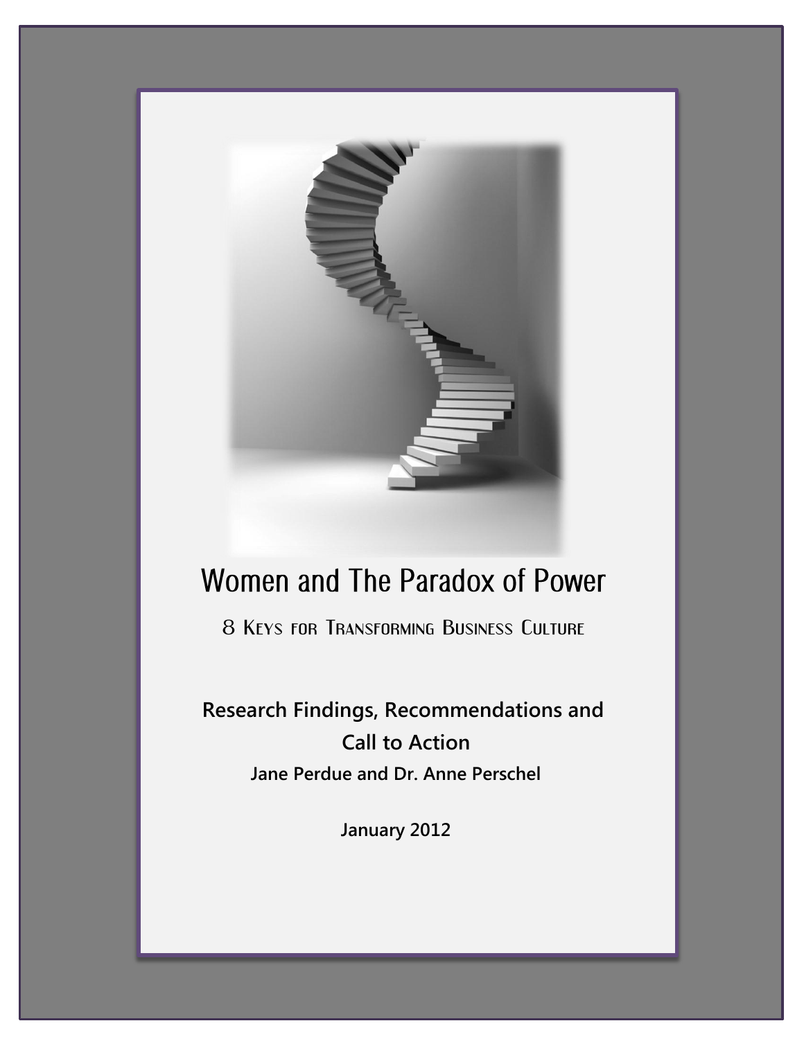# Women and The Paradox of Power

## 8 Keys for Transforming Business Culture

**Research Findings, Recommendations and Call to Action**

**Jane Perdue and Dr. Anne Perschel**

**January 2012**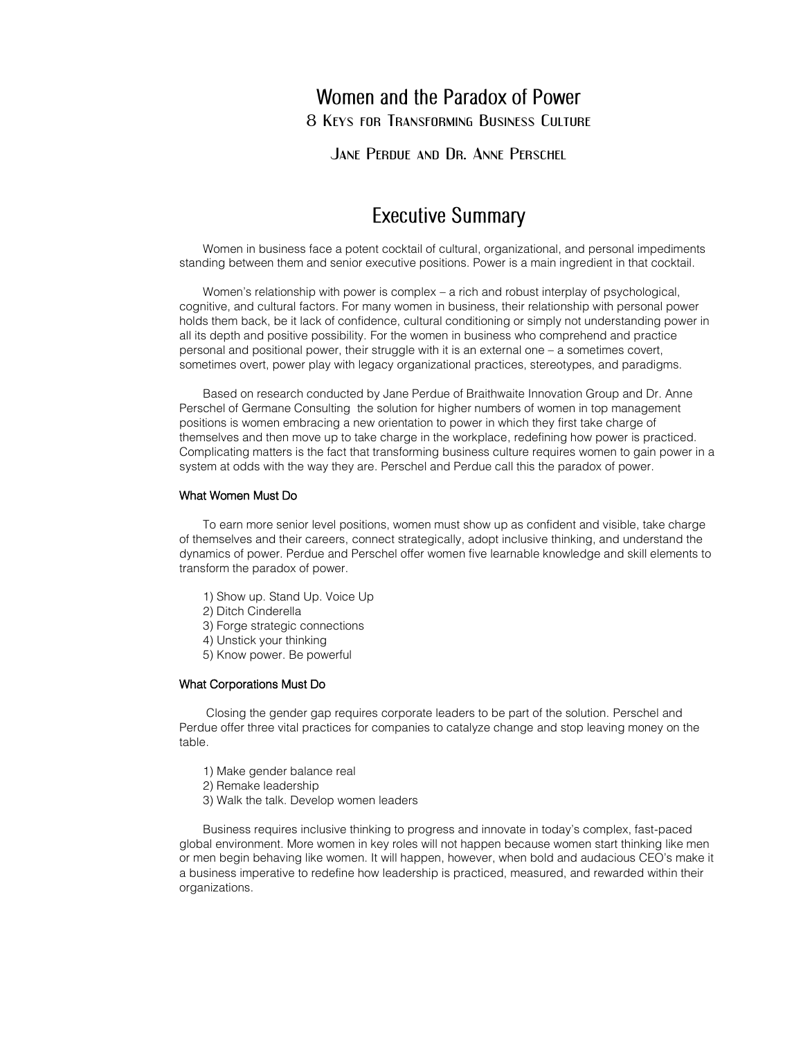# Women and the Paradox of Power

## 8 Keys for Transforming Business Culture

### Jane Perdue and Dr. Anne Perschel

## Executive Summary

Women in business face a potent cocktail of cultural, organizational, and personal impediments standing between them and senior executive positions. Power is a main ingredient in that cocktail.

Women's relationship with power is complex – a rich and robust interplay of psychological, cognitive, and cultural factors. For many women in business, their relationship with personal power holds them back, be it lack of confidence, cultural conditioning or simply not understanding power in all its depth and positive possibility. For the women in business who comprehend and practice personal and positional power, their struggle with it is an external one – a sometimes covert, sometimes overt, power play with legacy organizational practices, stereotypes, and paradigms.

Based on research conducted by Jane Perdue of Braithwaite Innovation Group and Dr. Anne Perschel of Germane Consulting the solution for higher numbers of women in top management positions is women embracing a new orientation to power in which they first take charge of themselves and then move up to take charge in the workplace, redefining how power is practiced. Complicating matters is the fact that transforming business culture requires women to gain power in a system at odds with the way they are. Perschel and Perdue call this the paradox of power.

#### What Women Must Do

To earn more senior level positions, women must show up as confident and visible, take charge of themselves and their careers, connect strategically, adopt inclusive thinking, and understand the dynamics of power. Perdue and Perschel offer women five learnable knowledge and skill elements to transform the paradox of power.

1) Show up. Stand Up. Voice Up
2) Ditch Cinderella
3) Forge strategic connections
4) Unstick your thinking
5) Know power. Be powerful

#### What Corporations Must Do

Closing the gender gap requires corporate leaders to be part of the solution. Perschel and Perdue offer three vital practices for companies to catalyze change and stop leaving money on the table.

1) Make gender balance real
2) Remake leadership
3) Walk the talk. Develop women leaders

Business requires inclusive thinking to progress and innovate in today's complex, fast-paced global environment. More women in key roles will not happen because women start thinking like men or men begin behaving like women. It will happen, however, when bold and audacious CEO's make it a business imperative to redefine how leadership is practiced, measured, and rewarded within their organizations.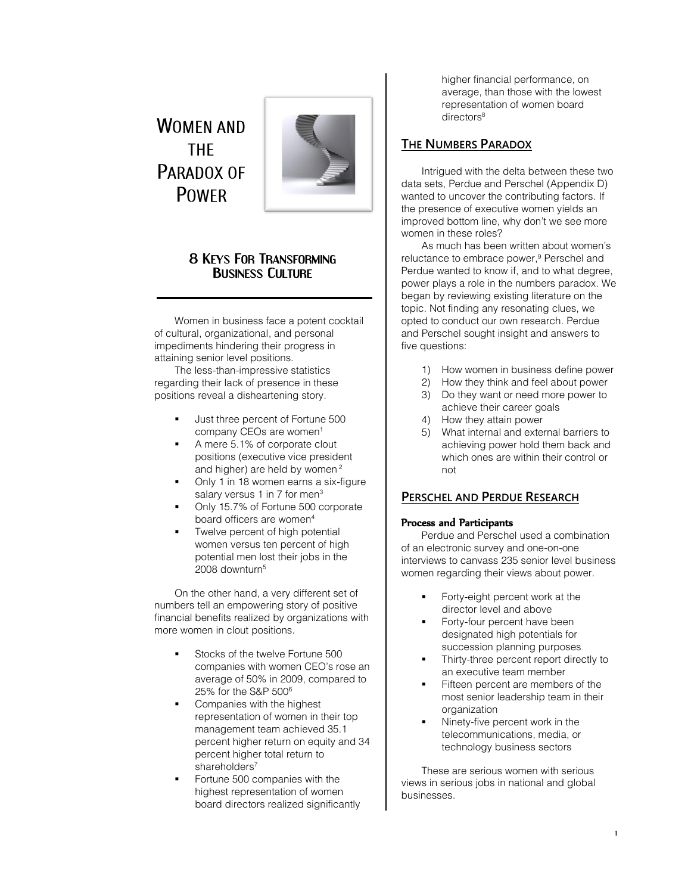# Women and the Paradox of Power

## 8 Keys For Transforming Business Culture

Women in business face a potent cocktail of cultural, organizational, and personal impediments hindering their progress in attaining senior level positions.

The less-than-impressive statistics regarding their lack of presence in these positions reveal a disheartening story.

- Just three percent of Fortune 500 company CEOs are women[1]
- A mere 5.1% of corporate clout positions (executive vice president and higher) are held by women[2]
- Only 1 in 18 women earns a six-figure salary versus 1 in 7 for men[3]
- Only 15.7% of Fortune 500 corporate board officers are women[4]
- Twelve percent of high potential women versus ten percent of high potential men lost their jobs in the 2008 downturn[5]

On the other hand, a very different set of numbers tell an empowering story of positive financial benefits realized by organizations with more women in clout positions.

- Stocks of the twelve Fortune 500 companies with women CEO's rose an average of 50% in 2009, compared to 25% for the S&P 500[6]
- Companies with the highest representation of women in their top management team achieved 35.1 percent higher return on equity and 34 percent higher total return to shareholders[7]
- Fortune 500 companies with the highest representation of women board directors realized significantly higher financial performance, on average, than those with the lowest representation of women board directors[8]

## The Numbers Paradox

Intrigued with the delta between these two data sets, Perdue and Perschel (Appendix D) wanted to uncover the contributing factors. If the presence of executive women yields an improved bottom line, why don't we see more women in these roles?

As much has been written about women's reluctance to embrace power,[9] Perschel and Perdue wanted to know if, and to what degree, power plays a role in the numbers paradox. We began by reviewing existing literature on the topic. Not finding any resonating clues, we opted to conduct our own research. Perdue and Perschel sought insight and answers to five questions:

1) How women in business define power
2) How they think and feel about power
3) Do they want or need more power to achieve their career goals
4) How they attain power
5) What internal and external barriers to achieving power hold them back and which ones are within their control or not

## Perschel and Perdue Research

### Process and Participants

Perdue and Perschel used a combination of an electronic survey and one-on-one interviews to canvass 235 senior level business women regarding their views about power.

- Forty-eight percent work at the director level and above
- Forty-four percent have been designated high potentials for succession planning purposes
- Thirty-three percent report directly to an executive team member
- Fifteen percent are members of the most senior leadership team in their organization
- Ninety-five percent work in the telecommunications, media, or technology business sectors

These are serious women with serious views in serious jobs in national and global businesses.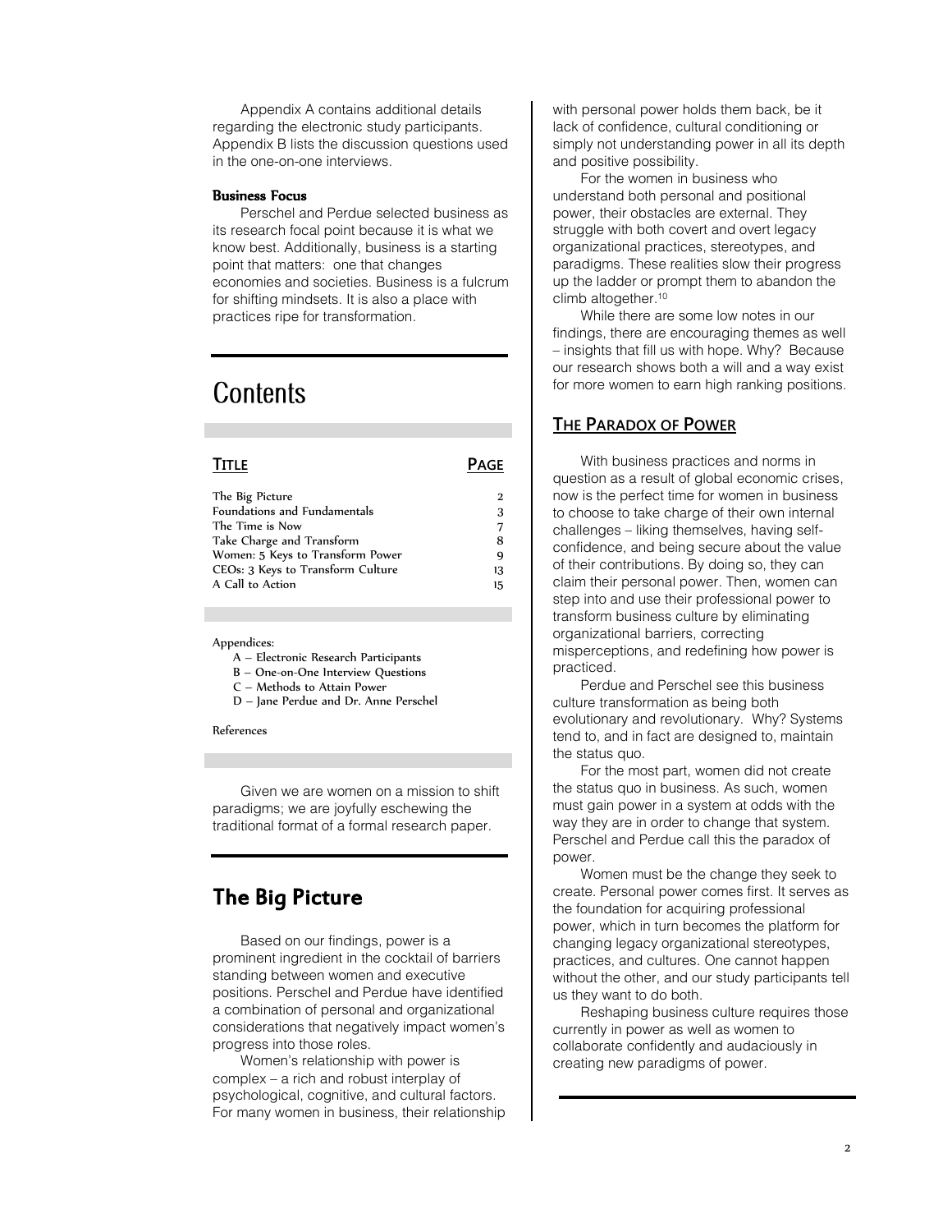Appendix A contains additional details regarding the electronic study participants. Appendix B lists the discussion questions used in the one-on-one interviews.

**Business Focus**

Perschel and Perdue selected business as its research focal point because it is what we know best. Additionally, business is a starting point that matters: one that changes economies and societies. Business is a fulcrum for shifting mindsets. It is also a place with practices ripe for transformation.

# Contents

| TITLE | PAGE |
| --- | --- |
| The Big Picture | 2 |
| Foundations and Fundamentals | 3 |
| The Time is Now | 7 |
| Take Charge and Transform | 8 |
| Women: 5 Keys to Transform Power | 9 |
| CEOs: 3 Keys to Transform Culture | 13 |
| A Call to Action | 15 |

Appendices:

- A – Electronic Research Participants
- B – One-on-One Interview Questions
- C – Methods to Attain Power
- D – Jane Perdue and Dr. Anne Perschel

References

Given we are women on a mission to shift paradigms; we are joyfully eschewing the traditional format of a formal research paper.

# The Big Picture

Based on our findings, power is a prominent ingredient in the cocktail of barriers standing between women and executive positions. Perschel and Perdue have identified a combination of personal and organizational considerations that negatively impact women's progress into those roles.

Women's relationship with power is complex – a rich and robust interplay of psychological, cognitive, and cultural factors. For many women in business, their relationship with personal power holds them back, be it lack of confidence, cultural conditioning or simply not understanding power in all its depth and positive possibility.

For the women in business who understand both personal and positional power, their obstacles are external. They struggle with both covert and overt legacy organizational practices, stereotypes, and paradigms. These realities slow their progress up the ladder or prompt them to abandon the climb altogether.[10]

While there are some low notes in our findings, there are encouraging themes as well – insights that fill us with hope. Why? Because our research shows both a will and a way exist for more women to earn high ranking positions.

## THE PARADOX OF POWER

With business practices and norms in question as a result of global economic crises, now is the perfect time for women in business to choose to take charge of their own internal challenges – liking themselves, having self-confidence, and being secure about the value of their contributions. By doing so, they can claim their personal power. Then, women can step into and use their professional power to transform business culture by eliminating organizational barriers, correcting misperceptions, and redefining how power is practiced.

Perdue and Perschel see this business culture transformation as being both evolutionary and revolutionary. Why? Systems tend to, and in fact are designed to, maintain the status quo.

For the most part, women did not create the status quo in business. As such, women must gain power in a system at odds with the way they are in order to change that system. Perschel and Perdue call this the paradox of power.

Women must be the change they seek to create. Personal power comes first. It serves as the foundation for acquiring professional power, which in turn becomes the platform for changing legacy organizational stereotypes, practices, and cultures. One cannot happen without the other, and our study participants tell us they want to do both.

Reshaping business culture requires those currently in power as well as women to collaborate confidently and audaciously in creating new paradigms of power.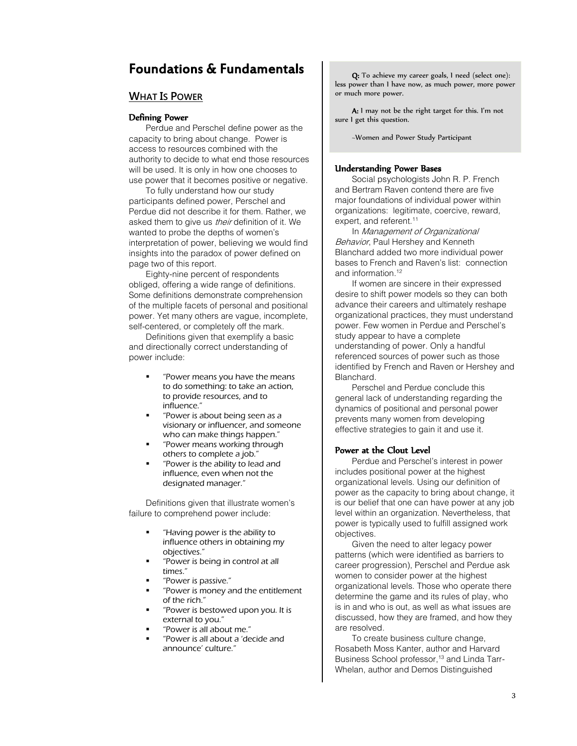# Foundations & Fundamentals

## WHAT IS POWER

### Defining Power

Perdue and Perschel define power as the capacity to bring about change. Power is access to resources combined with the authority to decide to what end those resources will be used. It is only in how one chooses to use power that it becomes positive or negative.

To fully understand how our study participants defined power, Perschel and Perdue did not describe it for them. Rather, we asked them to give us *their* definition of it. We wanted to probe the depths of women's interpretation of power, believing we would find insights into the paradox of power defined on page two of this report.

Eighty-nine percent of respondents obliged, offering a wide range of definitions. Some definitions demonstrate comprehension of the multiple facets of personal and positional power. Yet many others are vague, incomplete, self-centered, or completely off the mark.

Definitions given that exemplify a basic and directionally correct understanding of power include:

- *"Power means you have the means to do something: to take an action, to provide resources, and to influence."*
- *"Power is about being seen as a visionary or influencer, and someone who can make things happen."*
- *"Power means working through others to complete a job."*
- *"Power is the ability to lead and influence, even when not the designated manager."*

Definitions given that illustrate women's failure to comprehend power include:

- *"Having power is the ability to influence others in obtaining my objectives."*
- *"Power is being in control at all times."*
- *"Power is passive."*
- *"Power is money and the entitlement of the rich."*
- *"Power is bestowed upon you. It is external to you."*
- *"Power is all about me."*
- *"Power is all about a 'decide and announce' culture."*

> **Q:** To achieve my career goals, I need (select one): less power than I have now, as much power, more power or much more power.
>
> **A:** I may not be the right target for this. I'm not sure I get this question.
>
> ~Women and Power Study Participant

### Understanding Power Bases

Social psychologists John R. P. French and Bertram Raven contend there are five major foundations of individual power within organizations: legitimate, coercive, reward, expert, and referent.[11]

In *Management of Organizational Behavior*, Paul Hershey and Kenneth Blanchard added two more individual power bases to French and Raven's list: connection and information.[12]

If women are sincere in their expressed desire to shift power models so they can both advance their careers and ultimately reshape organizational practices, they must understand power. Few women in Perdue and Perschel's study appear to have a complete understanding of power. Only a handful referenced sources of power such as those identified by French and Raven or Hershey and Blanchard.

Perschel and Perdue conclude this general lack of understanding regarding the dynamics of positional and personal power prevents many women from developing effective strategies to gain it and use it.

### Power at the Clout Level

Perdue and Perschel's interest in power includes positional power at the highest organizational levels. Using our definition of power as the capacity to bring about change, it is our belief that one can have power at any job level within an organization. Nevertheless, that power is typically used to fulfill assigned work objectives.

Given the need to alter legacy power patterns (which were identified as barriers to career progression), Perschel and Perdue ask women to consider power at the highest organizational levels. Those who operate there determine the game and its rules of play, who is in and who is out, as well as what issues are discussed, how they are framed, and how they are resolved.

To create business culture change, Rosabeth Moss Kanter, author and Harvard Business School professor,[13] and Linda Tarr-Whelan, author and Demos Distinguished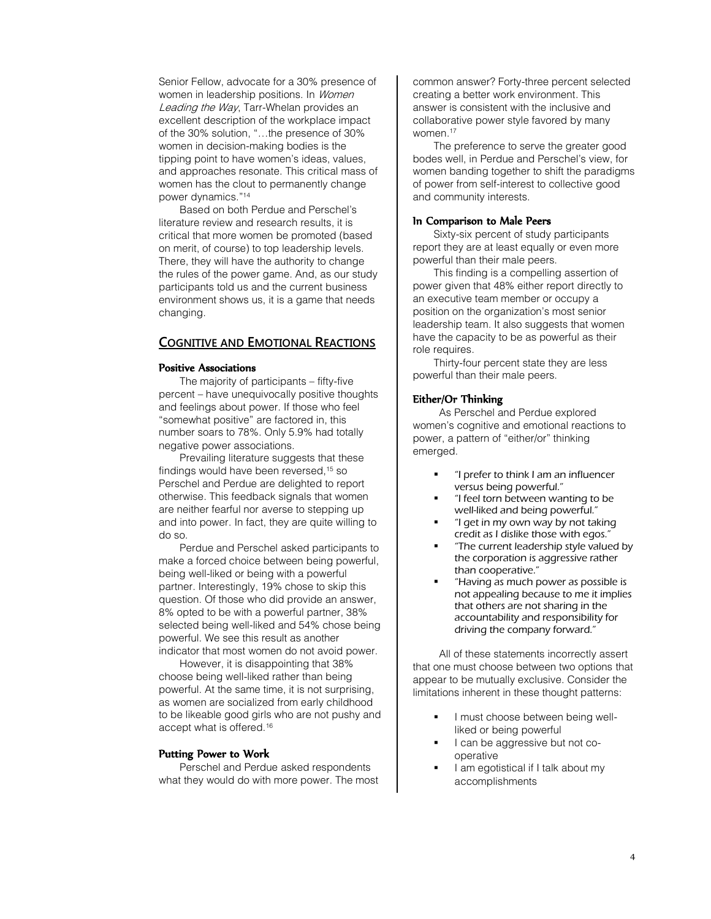Senior Fellow, advocate for a 30% presence of women in leadership positions. In *Women Leading the Way*, Tarr-Whelan provides an excellent description of the workplace impact of the 30% solution, "…the presence of 30% women in decision-making bodies is the tipping point to have women's ideas, values, and approaches resonate. This critical mass of women has the clout to permanently change power dynamics."[14]

Based on both Perdue and Perschel's literature review and research results, it is critical that more women be promoted (based on merit, of course) to top leadership levels. There, they will have the authority to change the rules of the power game. And, as our study participants told us and the current business environment shows us, it is a game that needs changing.

## Cognitive and Emotional Reactions

### Positive Associations

The majority of participants – fifty-five percent – have unequivocally positive thoughts and feelings about power. If those who feel "somewhat positive" are factored in, this number soars to 78%. Only 5.9% had totally negative power associations.

Prevailing literature suggests that these findings would have been reversed,[15] so Perschel and Perdue are delighted to report otherwise. This feedback signals that women are neither fearful nor averse to stepping up and into power. In fact, they are quite willing to do so.

Perdue and Perschel asked participants to make a forced choice between being powerful, being well-liked or being with a powerful partner. Interestingly, 19% chose to skip this question. Of those who did provide an answer, 8% opted to be with a powerful partner, 38% selected being well-liked and 54% chose being powerful. We see this result as another indicator that most women do not avoid power.

However, it is disappointing that 38% choose being well-liked rather than being powerful. At the same time, it is not surprising, as women are socialized from early childhood to be likeable good girls who are not pushy and accept what is offered.[16]

### Putting Power to Work

Perschel and Perdue asked respondents what they would do with more power. The most common answer? Forty-three percent selected creating a better work environment. This answer is consistent with the inclusive and collaborative power style favored by many women.[17]

The preference to serve the greater good bodes well, in Perdue and Perschel's view, for women banding together to shift the paradigms of power from self-interest to collective good and community interests.

### In Comparison to Male Peers

Sixty-six percent of study participants report they are at least equally or even more powerful than their male peers.

This finding is a compelling assertion of power given that 48% either report directly to an executive team member or occupy a position on the organization's most senior leadership team. It also suggests that women have the capacity to be as powerful as their role requires.

Thirty-four percent state they are less powerful than their male peers.

### Either/Or Thinking

As Perschel and Perdue explored women's cognitive and emotional reactions to power, a pattern of "either/or" thinking emerged.

- *"I prefer to think I am an influencer versus being powerful."*
- *"I feel torn between wanting to be well-liked and being powerful."*
- *"I get in my own way by not taking credit as I dislike those with egos."*
- *"The current leadership style valued by the corporation is aggressive rather than cooperative."*
- *"Having as much power as possible is not appealing because to me it implies that others are not sharing in the accountability and responsibility for driving the company forward."*

All of these statements incorrectly assert that one must choose between two options that appear to be mutually exclusive. Consider the limitations inherent in these thought patterns:

- I must choose between being well-liked or being powerful
- I can be aggressive but not co-operative
- I am egotistical if I talk about my accomplishments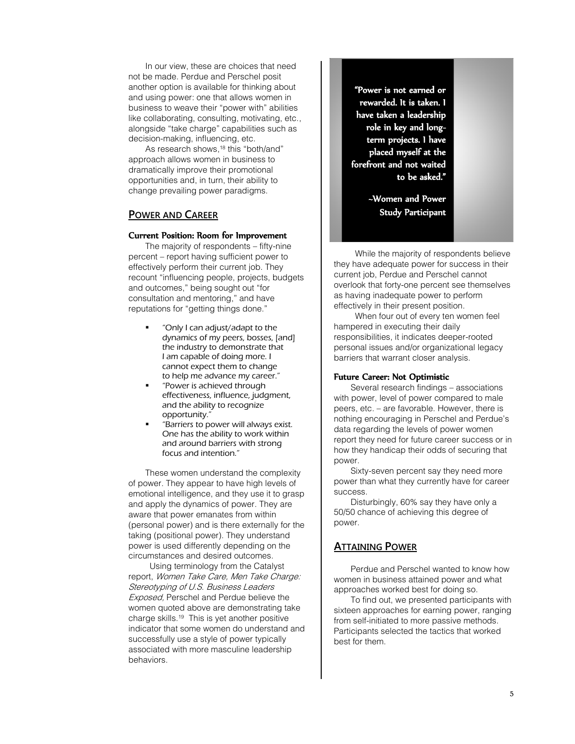In our view, these are choices that need not be made. Perdue and Perschel posit another option is available for thinking about and using power: one that allows women in business to weave their "power with" abilities like collaborating, consulting, motivating, etc., alongside "take charge" capabilities such as decision-making, influencing, etc.

As research shows,[18] this "both/and" approach allows women in business to dramatically improve their promotional opportunities and, in turn, their ability to change prevailing power paradigms.

## POWER AND CAREER

### Current Position: Room for Improvement

The majority of respondents – fifty-nine percent – report having sufficient power to effectively perform their current job. They recount "influencing people, projects, budgets and outcomes," being sought out "for consultation and mentoring," and have reputations for "getting things done."

- *"Only I can adjust/adapt to the dynamics of my peers, bosses, [and] the industry to demonstrate that I am capable of doing more. I cannot expect them to change to help me advance my career."*
- *"Power is achieved through effectiveness, influence, judgment, and the ability to recognize opportunity."*
- *"Barriers to power will always exist. One has the ability to work within and around barriers with strong focus and intention."*

These women understand the complexity of power. They appear to have high levels of emotional intelligence, and they use it to grasp and apply the dynamics of power. They are aware that power emanates from within (personal power) and is there externally for the taking (positional power). They understand power is used differently depending on the circumstances and desired outcomes.

Using terminology from the Catalyst report, *Women Take Care, Men Take Charge: Stereotyping of U.S. Business Leaders Exposed,* Perschel and Perdue believe the women quoted above are demonstrating take charge skills.[19] This is yet another positive indicator that some women do understand and successfully use a style of power typically associated with more masculine leadership behaviors.

> **"Power is not earned or rewarded. It is taken. I have taken a leadership role in key and long-term projects. I have placed myself at the forefront and not waited to be asked."**
>
> **~Women and Power Study Participant**

While the majority of respondents believe they have adequate power for success in their current job, Perdue and Perschel cannot overlook that forty-one percent see themselves as having inadequate power to perform effectively in their present position.

When four out of every ten women feel hampered in executing their daily responsibilities, it indicates deeper-rooted personal issues and/or organizational legacy barriers that warrant closer analysis.

### Future Career: Not Optimistic

Several research findings – associations with power, level of power compared to male peers, etc. – are favorable. However, there is nothing encouraging in Perschel and Perdue's data regarding the levels of power women report they need for future career success or in how they handicap their odds of securing that power.

Sixty-seven percent say they need more power than what they currently have for career success.

Disturbingly, 60% say they have only a 50/50 chance of achieving this degree of power.

## ATTAINING POWER

Perdue and Perschel wanted to know how women in business attained power and what approaches worked best for doing so.

To find out, we presented participants with sixteen approaches for earning power, ranging from self-initiated to more passive methods. Participants selected the tactics that worked best for them.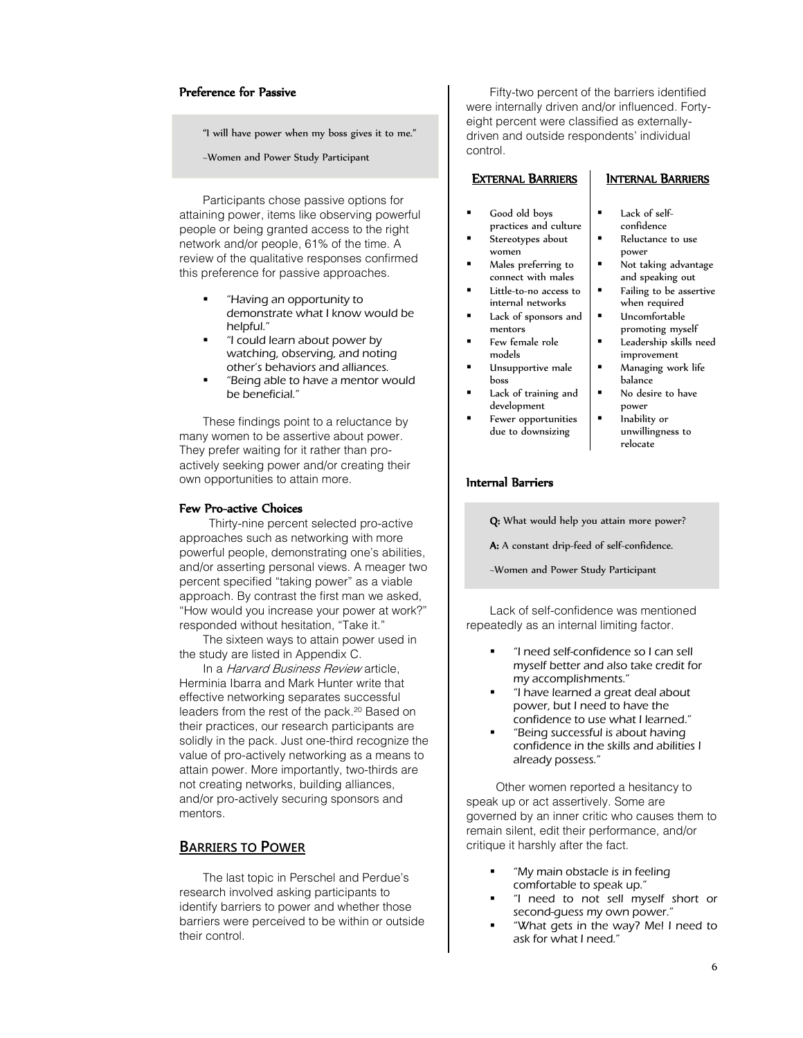### Preference for Passive

> "I will have power when my boss gives it to me."
>
> ~Women and Power Study Participant

Participants chose passive options for attaining power, items like observing powerful people or being granted access to the right network and/or people, 61% of the time. A review of the qualitative responses confirmed this preference for passive approaches.

- *"Having an opportunity to demonstrate what I know would be helpful."*
- *"I could learn about power by watching, observing, and noting other's behaviors and alliances.*
- *"Being able to have a mentor would be beneficial."*

These findings point to a reluctance by many women to be assertive about power. They prefer waiting for it rather than pro-actively seeking power and/or creating their own opportunities to attain more.

### Few Pro-active Choices

Thirty-nine percent selected pro-active approaches such as networking with more powerful people, demonstrating one's abilities, and/or asserting personal views. A meager two percent specified "taking power" as a viable approach. By contrast the first man we asked, "How would you increase your power at work?" responded without hesitation, "Take it."

The sixteen ways to attain power used in the study are listed in Appendix C.

In a *Harvard Business Review* article, Herminia Ibarra and Mark Hunter write that effective networking separates successful leaders from the rest of the pack.[20] Based on their practices, our research participants are solidly in the pack. Just one-third recognize the value of pro-actively networking as a means to attain power. More importantly, two-thirds are not creating networks, building alliances, and/or pro-actively securing sponsors and mentors.

## Barriers to Power

The last topic in Perschel and Perdue's research involved asking participants to identify barriers to power and whether those barriers were perceived to be within or outside their control.

Fifty-two percent of the barriers identified were internally driven and/or influenced. Forty-eight percent were classified as externally-driven and outside respondents' individual control.

| External Barriers | Internal Barriers |
|---|---|
| Good old boys practices and culture | Lack of self-confidence |
| Stereotypes about women | Reluctance to use power |
| Males preferring to connect with males | Not taking advantage and speaking out |
| Little-to-no access to internal networks | Failing to be assertive when required |
| Lack of sponsors and mentors | Uncomfortable promoting myself |
| Few female role models | Leadership skills need improvement |
| Unsupportive male boss | Managing work life balance |
| Lack of training and development | No desire to have power |
| Fewer opportunities due to downsizing | Inability or unwillingness to relocate |

### Internal Barriers

> **Q:** What would help you attain more power?
>
> **A:** A constant drip-feed of self-confidence.
>
> ~Women and Power Study Participant

Lack of self-confidence was mentioned repeatedly as an internal limiting factor.

- *"I need self-confidence so I can sell myself better and also take credit for my accomplishments."*
- *"I have learned a great deal about power, but I need to have the confidence to use what I learned."*
- *"Being successful is about having confidence in the skills and abilities I already possess."*

Other women reported a hesitancy to speak up or act assertively. Some are governed by an inner critic who causes them to remain silent, edit their performance, and/or critique it harshly after the fact.

- *"My main obstacle is in feeling comfortable to speak up."*
- *"I need to not sell myself short or second-guess my own power."*
- *"What gets in the way? Me! I need to ask for what I need."*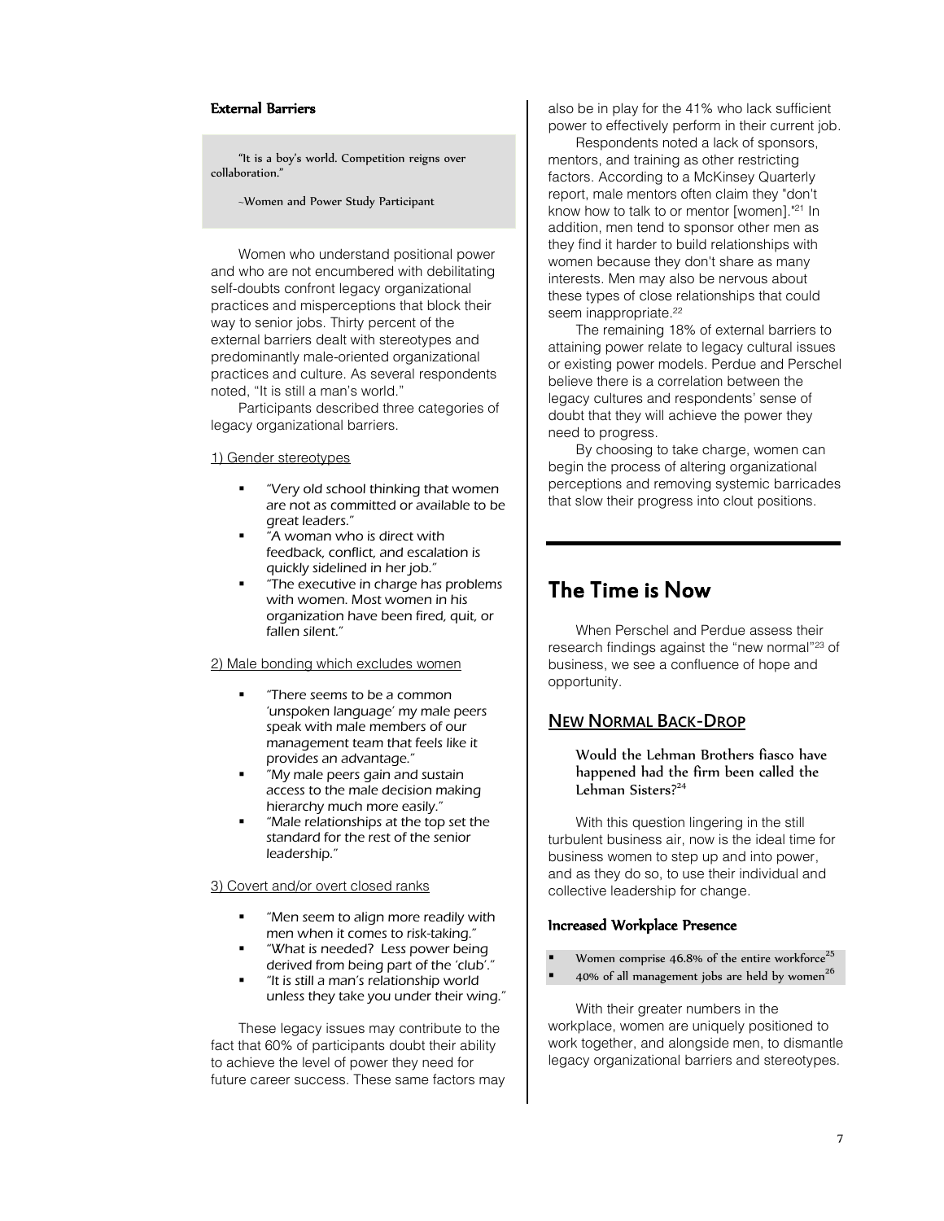### External Barriers

> "It is a boy's world. Competition reigns over collaboration."
>
> ~Women and Power Study Participant

Women who understand positional power and who are not encumbered with debilitating self-doubts confront legacy organizational practices and misperceptions that block their way to senior jobs. Thirty percent of the external barriers dealt with stereotypes and predominantly male-oriented organizational practices and culture. As several respondents noted, "It is still a man's world."

Participants described three categories of legacy organizational barriers.

1) Gender stereotypes

- *"Very old school thinking that women are not as committed or available to be great leaders."*
- *"A woman who is direct with feedback, conflict, and escalation is quickly sidelined in her job."*
- *"The executive in charge has problems with women. Most women in his organization have been fired, quit, or fallen silent."*

2) Male bonding which excludes women

- *"There seems to be a common 'unspoken language' my male peers speak with male members of our management team that feels like it provides an advantage."*
- *"My male peers gain and sustain access to the male decision making hierarchy much more easily."*
- *"Male relationships at the top set the standard for the rest of the senior leadership."*

3) Covert and/or overt closed ranks

- *"Men seem to align more readily with men when it comes to risk-taking."*
- *"What is needed? Less power being derived from being part of the 'club'."*
- *"It is still a man's relationship world unless they take you under their wing."*

These legacy issues may contribute to the fact that 60% of participants doubt their ability to achieve the level of power they need for future career success. These same factors may also be in play for the 41% who lack sufficient power to effectively perform in their current job.

Respondents noted a lack of sponsors, mentors, and training as other restricting factors. According to a McKinsey Quarterly report, male mentors often claim they "don't know how to talk to or mentor [women]."[21] In addition, men tend to sponsor other men as they find it harder to build relationships with women because they don't share as many interests. Men may also be nervous about these types of close relationships that could seem inappropriate.[22]

The remaining 18% of external barriers to attaining power relate to legacy cultural issues or existing power models. Perdue and Perschel believe there is a correlation between the legacy cultures and respondents' sense of doubt that they will achieve the power they need to progress.

By choosing to take charge, women can begin the process of altering organizational perceptions and removing systemic barricades that slow their progress into clout positions.

## The Time is Now

When Perschel and Perdue assess their research findings against the "new normal"[23] of business, we see a confluence of hope and opportunity.

### New Normal Back-Drop

**Would the Lehman Brothers fiasco have happened had the firm been called the Lehman Sisters?**[24]

With this question lingering in the still turbulent business air, now is the ideal time for business women to step up and into power, and as they do so, to use their individual and collective leadership for change.

#### Increased Workplace Presence

- Women comprise 46.8% of the entire workforce[25]
- 40% of all management jobs are held by women[26]

With their greater numbers in the workplace, women are uniquely positioned to work together, and alongside men, to dismantle legacy organizational barriers and stereotypes.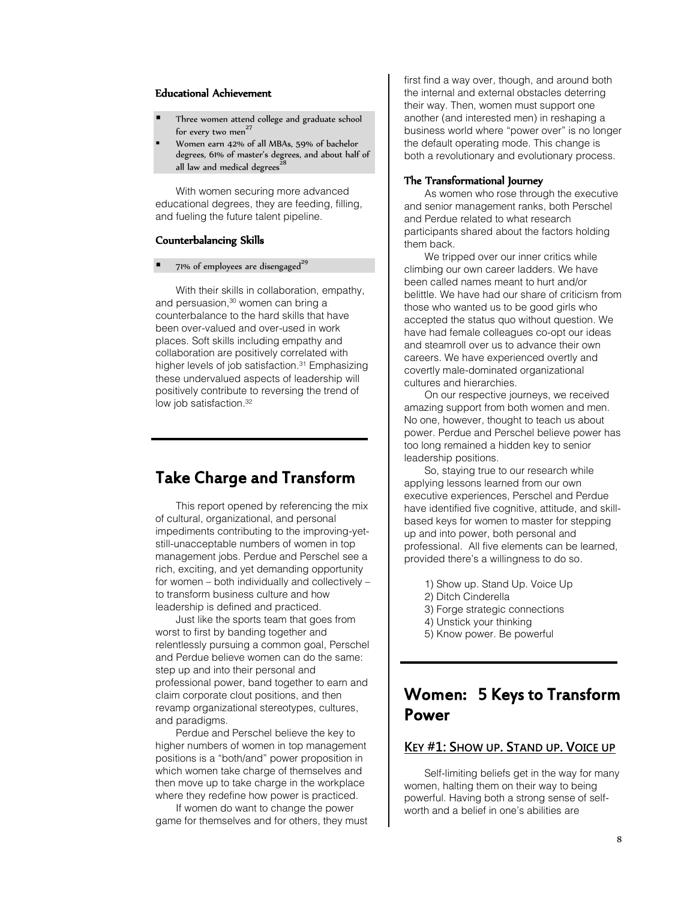### Educational Achievement

- Three women attend college and graduate school for every two men[27]
- Women earn 42% of all MBAs, 59% of bachelor degrees, 61% of master's degrees, and about half of all law and medical degrees[28]

With women securing more advanced educational degrees, they are feeding, filling, and fueling the future talent pipeline.

### Counterbalancing Skills

- 71% of employees are disengaged[29]

With their skills in collaboration, empathy, and persuasion,[30] women can bring a counterbalance to the hard skills that have been over-valued and over-used in work places. Soft skills including empathy and collaboration are positively correlated with higher levels of job satisfaction.[31] Emphasizing these undervalued aspects of leadership will positively contribute to reversing the trend of low job satisfaction.[32]

## Take Charge and Transform

This report opened by referencing the mix of cultural, organizational, and personal impediments contributing to the improving-yet-still-unacceptable numbers of women in top management jobs. Perdue and Perschel see a rich, exciting, and yet demanding opportunity for women – both individually and collectively – to transform business culture and how leadership is defined and practiced.

Just like the sports team that goes from worst to first by banding together and relentlessly pursuing a common goal, Perschel and Perdue believe women can do the same: step up and into their personal and professional power, band together to earn and claim corporate clout positions, and then revamp organizational stereotypes, cultures, and paradigms.

Perdue and Perschel believe the key to higher numbers of women in top management positions is a "both/and" power proposition in which women take charge of themselves and then move up to take charge in the workplace where they redefine how power is practiced.

If women do want to change the power game for themselves and for others, they must first find a way over, though, and around both the internal and external obstacles deterring their way. Then, women must support one another (and interested men) in reshaping a business world where "power over" is no longer the default operating mode. This change is both a revolutionary and evolutionary process.

### The Transformational Journey

As women who rose through the executive and senior management ranks, both Perschel and Perdue related to what research participants shared about the factors holding them back.

We tripped over our inner critics while climbing our own career ladders. We have been called names meant to hurt and/or belittle. We have had our share of criticism from those who wanted us to be good girls who accepted the status quo without question. We have had female colleagues co-opt our ideas and steamroll over us to advance their own careers. We have experienced overtly and covertly male-dominated organizational cultures and hierarchies.

On our respective journeys, we received amazing support from both women and men. No one, however, thought to teach us about power. Perdue and Perschel believe power has too long remained a hidden key to senior leadership positions.

So, staying true to our research while applying lessons learned from our own executive experiences, Perschel and Perdue have identified five cognitive, attitude, and skill-based keys for women to master for stepping up and into power, both personal and professional. All five elements can be learned, provided there's a willingness to do so.

1) Show up. Stand Up. Voice Up
2) Ditch Cinderella
3) Forge strategic connections
4) Unstick your thinking
5) Know power. Be powerful

## Women: 5 Keys to Transform Power

### KEY #1: SHOW UP. STAND UP. VOICE UP

Self-limiting beliefs get in the way for many women, halting them on their way to being powerful. Having both a strong sense of self-worth and a belief in one's abilities are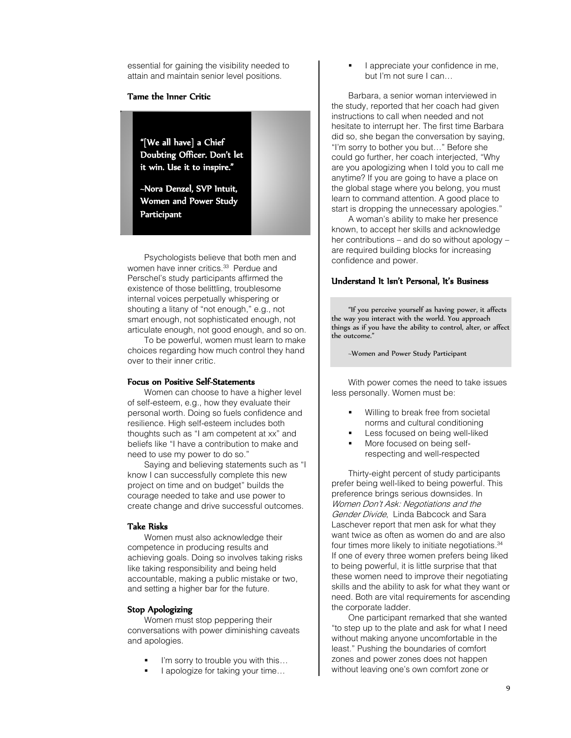essential for gaining the visibility needed to attain and maintain senior level positions.

## Tame the Inner Critic

> "[We all have] a Chief Doubting Officer. Don't let it win. Use it to inspire."
>
> ~Nora Denzel, SVP Intuit, Women and Power Study Participant

Psychologists believe that both men and women have inner critics.[33] Perdue and Perschel's study participants affirmed the existence of those belittling, troublesome internal voices perpetually whispering or shouting a litany of "not enough," e.g., not smart enough, not sophisticated enough, not articulate enough, not good enough, and so on.

To be powerful, women must learn to make choices regarding how much control they hand over to their inner critic.

### Focus on Positive Self-Statements

Women can choose to have a higher level of self-esteem, e.g., how they evaluate their personal worth. Doing so fuels confidence and resilience. High self-esteem includes both thoughts such as "I am competent at xx" and beliefs like "I have a contribution to make and need to use my power to do so."

Saying and believing statements such as "I know I can successfully complete this new project on time and on budget" builds the courage needed to take and use power to create change and drive successful outcomes.

### Take Risks

Women must also acknowledge their competence in producing results and achieving goals. Doing so involves taking risks like taking responsibility and being held accountable, making a public mistake or two, and setting a higher bar for the future.

### Stop Apologizing

Women must stop peppering their conversations with power diminishing caveats and apologies.

- I'm sorry to trouble you with this…
- I apologize for taking your time…
- I appreciate your confidence in me, but I'm not sure I can…

Barbara, a senior woman interviewed in the study, reported that her coach had given instructions to call when needed and not hesitate to interrupt her. The first time Barbara did so, she began the conversation by saying, "I'm sorry to bother you but…" Before she could go further, her coach interjected, "Why are you apologizing when I told you to call me anytime? If you are going to have a place on the global stage where you belong, you must learn to command attention. A good place to start is dropping the unnecessary apologies."

A woman's ability to make her presence known, to accept her skills and acknowledge her contributions – and do so without apology – are required building blocks for increasing confidence and power.

## Understand It Isn't Personal, It's Business

> "If you perceive yourself as having power, it affects the way you interact with the world. You approach things as if you have the ability to control, alter, or affect the outcome."
>
> ~Women and Power Study Participant

With power comes the need to take issues less personally. Women must be:

- Willing to break free from societal norms and cultural conditioning
- Less focused on being well-liked
- More focused on being self-respecting and well-respected

Thirty-eight percent of study participants prefer being well-liked to being powerful. This preference brings serious downsides. In *Women Don't Ask: Negotiations and the Gender Divide*, Linda Babcock and Sara Laschever report that men ask for what they want twice as often as women do and are also four times more likely to initiate negotiations.[34] If one of every three women prefers being liked to being powerful, it is little surprise that that these women need to improve their negotiating skills and the ability to ask for what they want or need. Both are vital requirements for ascending the corporate ladder.

One participant remarked that she wanted "to step up to the plate and ask for what I need without making anyone uncomfortable in the least." Pushing the boundaries of comfort zones and power zones does not happen without leaving one's own comfort zone or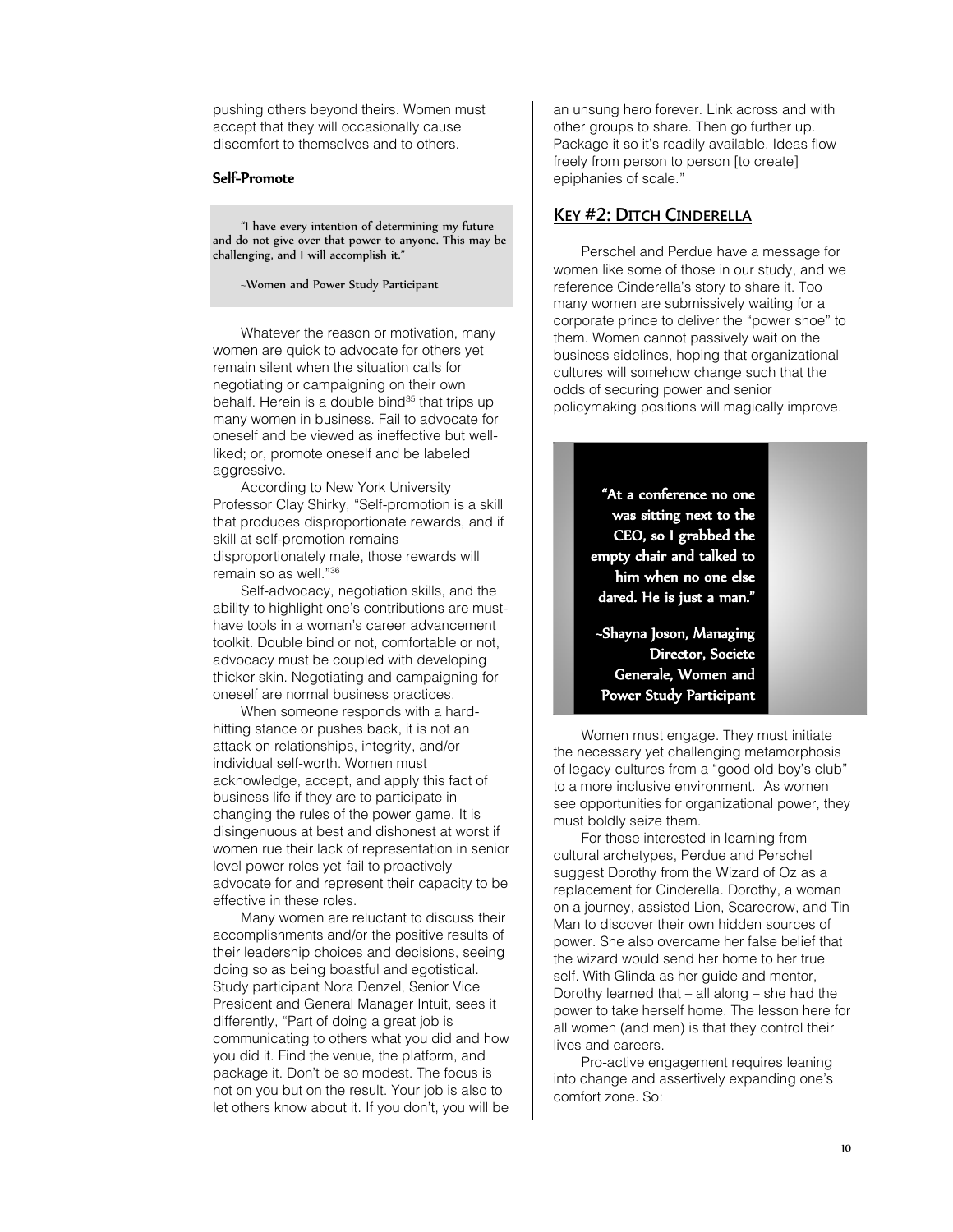pushing others beyond theirs. Women must accept that they will occasionally cause discomfort to themselves and to others.

### Self-Promote

> "I have every intention of determining my future and do not give over that power to anyone. This may be challenging, and I will accomplish it."
>
> ~Women and Power Study Participant

Whatever the reason or motivation, many women are quick to advocate for others yet remain silent when the situation calls for negotiating or campaigning on their own behalf. Herein is a double bind[35] that trips up many women in business. Fail to advocate for oneself and be viewed as ineffective but well-liked; or, promote oneself and be labeled aggressive.

According to New York University Professor Clay Shirky, "Self-promotion is a skill that produces disproportionate rewards, and if skill at self-promotion remains disproportionately male, those rewards will remain so as well."[36]

Self-advocacy, negotiation skills, and the ability to highlight one's contributions are must-have tools in a woman's career advancement toolkit. Double bind or not, comfortable or not, advocacy must be coupled with developing thicker skin. Negotiating and campaigning for oneself are normal business practices.

When someone responds with a hard-hitting stance or pushes back, it is not an attack on relationships, integrity, and/or individual self-worth. Women must acknowledge, accept, and apply this fact of business life if they are to participate in changing the rules of the power game. It is disingenuous at best and dishonest at worst if women rue their lack of representation in senior level power roles yet fail to proactively advocate for and represent their capacity to be effective in these roles.

Many women are reluctant to discuss their accomplishments and/or the positive results of their leadership choices and decisions, seeing doing so as being boastful and egotistical. Study participant Nora Denzel, Senior Vice President and General Manager Intuit, sees it differently, "Part of doing a great job is communicating to others what you did and how you did it. Find the venue, the platform, and package it. Don't be so modest. The focus is not on you but on the result. Your job is also to let others know about it. If you don't, you will be an unsung hero forever. Link across and with other groups to share. Then go further up. Package it so it's readily available. Ideas flow freely from person to person [to create] epiphanies of scale."

## Key #2: Ditch Cinderella

Perschel and Perdue have a message for women like some of those in our study, and we reference Cinderella's story to share it. Too many women are submissively waiting for a corporate prince to deliver the "power shoe" to them. Women cannot passively wait on the business sidelines, hoping that organizational cultures will somehow change such that the odds of securing power and senior policymaking positions will magically improve.

> **"At a conference no one was sitting next to the CEO, so I grabbed the empty chair and talked to him when no one else dared. He is just a man."**
>
> **~Shayna Joson, Managing Director, Societe Generale, Women and Power Study Participant**

Women must engage. They must initiate the necessary yet challenging metamorphosis of legacy cultures from a "good old boy's club" to a more inclusive environment. As women see opportunities for organizational power, they must boldly seize them.

For those interested in learning from cultural archetypes, Perdue and Perschel suggest Dorothy from the Wizard of Oz as a replacement for Cinderella. Dorothy, a woman on a journey, assisted Lion, Scarecrow, and Tin Man to discover their own hidden sources of power. She also overcame her false belief that the wizard would send her home to her true self. With Glinda as her guide and mentor, Dorothy learned that – all along – she had the power to take herself home. The lesson here for all women (and men) is that they control their lives and careers.

Pro-active engagement requires leaning into change and assertively expanding one's comfort zone. So: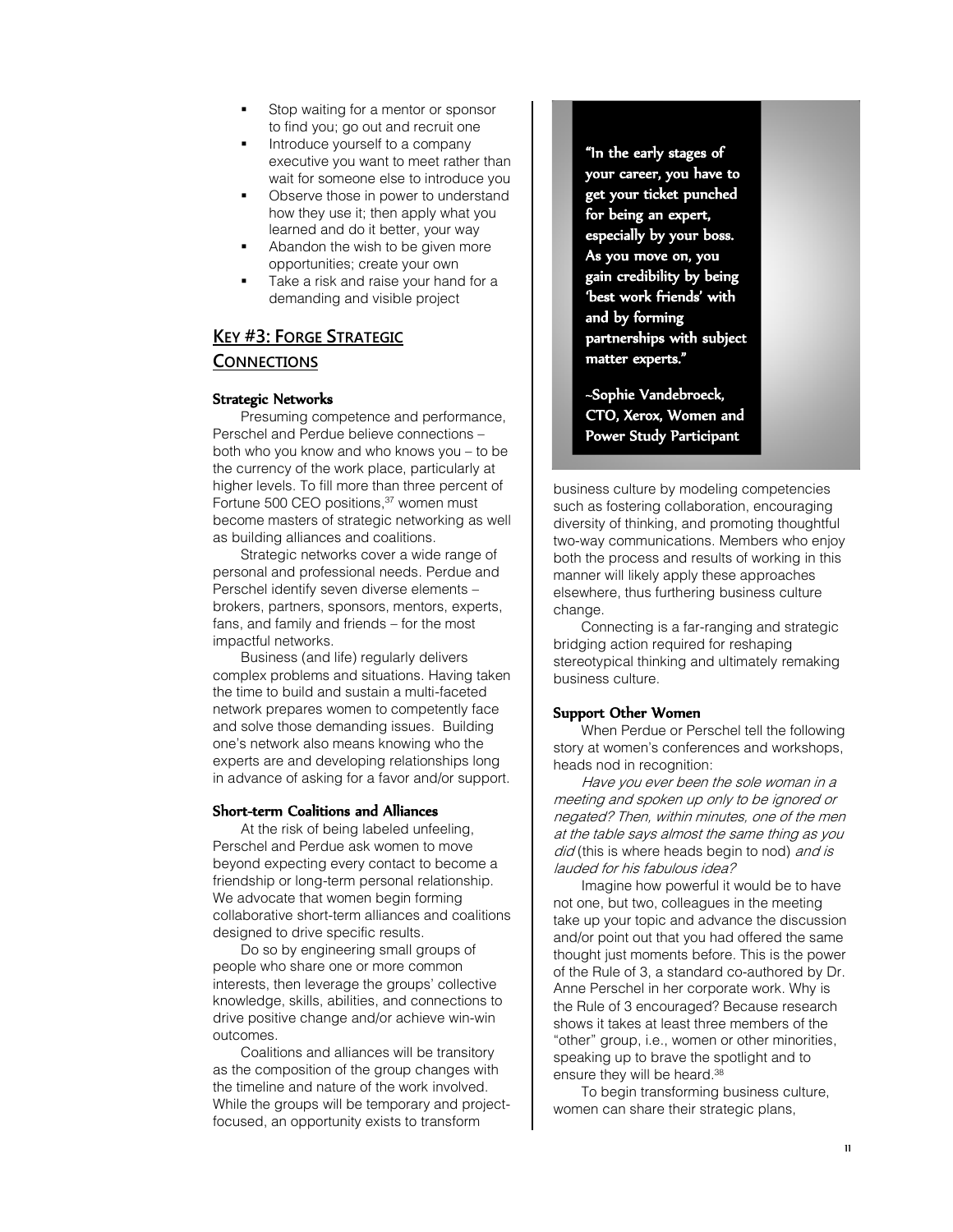- Stop waiting for a mentor or sponsor to find you; go out and recruit one
- Introduce yourself to a company executive you want to meet rather than wait for someone else to introduce you
- Observe those in power to understand how they use it; then apply what you learned and do it better, your way
- Abandon the wish to be given more opportunities; create your own
- Take a risk and raise your hand for a demanding and visible project

## KEY #3: FORGE STRATEGIC CONNECTIONS

### Strategic Networks

Presuming competence and performance, Perschel and Perdue believe connections – both who you know and who knows you – to be the currency of the work place, particularly at higher levels. To fill more than three percent of Fortune 500 CEO positions,[37] women must become masters of strategic networking as well as building alliances and coalitions.

Strategic networks cover a wide range of personal and professional needs. Perdue and Perschel identify seven diverse elements – brokers, partners, sponsors, mentors, experts, fans, and family and friends – for the most impactful networks.

Business (and life) regularly delivers complex problems and situations. Having taken the time to build and sustain a multi-faceted network prepares women to competently face and solve those demanding issues. Building one's network also means knowing who the experts are and developing relationships long in advance of asking for a favor and/or support.

### Short-term Coalitions and Alliances

At the risk of being labeled unfeeling, Perschel and Perdue ask women to move beyond expecting every contact to become a friendship or long-term personal relationship. We advocate that women begin forming collaborative short-term alliances and coalitions designed to drive specific results.

Do so by engineering small groups of people who share one or more common interests, then leverage the groups' collective knowledge, skills, abilities, and connections to drive positive change and/or achieve win-win outcomes.

Coalitions and alliances will be transitory as the composition of the group changes with the timeline and nature of the work involved. While the groups will be temporary and project-focused, an opportunity exists to transform business culture by modeling competencies such as fostering collaboration, encouraging diversity of thinking, and promoting thoughtful two-way communications. Members who enjoy both the process and results of working in this manner will likely apply these approaches elsewhere, thus furthering business culture change.

Connecting is a far-ranging and strategic bridging action required for reshaping stereotypical thinking and ultimately remaking business culture.

> **"In the early stages of your career, you have to get your ticket punched for being an expert, especially by your boss. As you move on, you gain credibility by being 'best work friends' with and by forming partnerships with subject matter experts."**
>
> **~Sophie Vandebroeck, CTO, Xerox, Women and Power Study Participant**

### Support Other Women

When Perdue or Perschel tell the following story at women's conferences and workshops, heads nod in recognition:

*Have you ever been the sole woman in a meeting and spoken up only to be ignored or negated? Then, within minutes, one of the men at the table says almost the same thing as you did* (this is where heads begin to nod) *and is lauded for his fabulous idea?*

Imagine how powerful it would be to have not one, but two, colleagues in the meeting take up your topic and advance the discussion and/or point out that you had offered the same thought just moments before. This is the power of the Rule of 3, a standard co-authored by Dr. Anne Perschel in her corporate work. Why is the Rule of 3 encouraged? Because research shows it takes at least three members of the "other" group, i.e., women or other minorities, speaking up to brave the spotlight and to ensure they will be heard.[38]

To begin transforming business culture, women can share their strategic plans,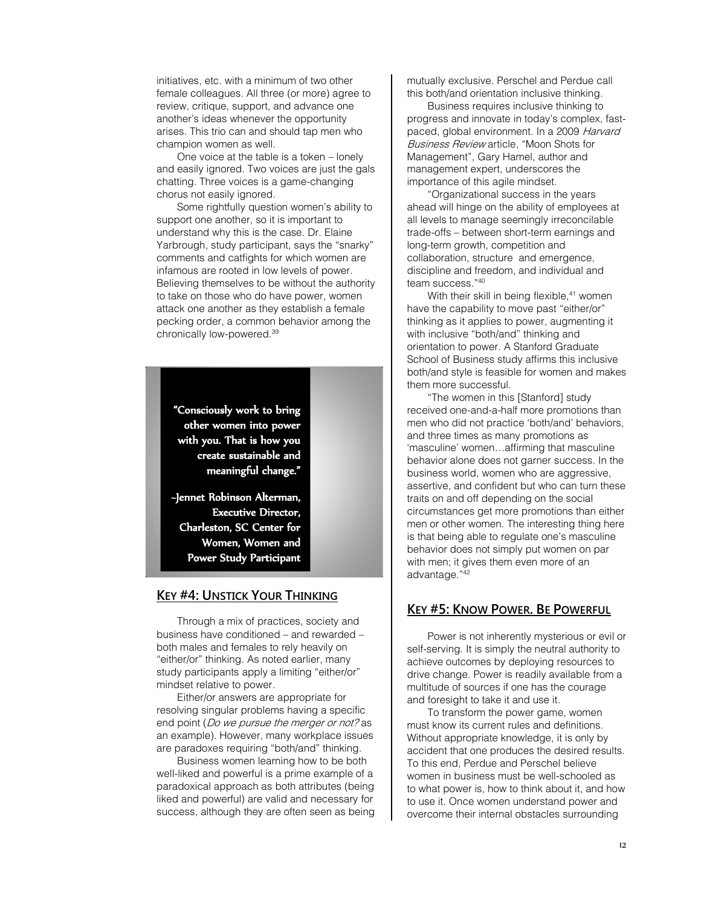initiatives, etc. with a minimum of two other female colleagues. All three (or more) agree to review, critique, support, and advance one another's ideas whenever the opportunity arises. This trio can and should tap men who champion women as well.

One voice at the table is a token – lonely and easily ignored. Two voices are just the gals chatting. Three voices is a game-changing chorus not easily ignored.

Some rightfully question women's ability to support one another, so it is important to understand why this is the case. Dr. Elaine Yarbrough, study participant, says the "snarky" comments and catfights for which women are infamous are rooted in low levels of power. Believing themselves to be without the authority to take on those who do have power, women attack one another as they establish a female pecking order, a common behavior among the chronically low-powered.[39]

> **"Consciously work to bring other women into power with you. That is how you create sustainable and meaningful change."**
>
> **~Jennet Robinson Alterman, Executive Director, Charleston, SC Center for Women, Women and Power Study Participant**

## KEY #4: UNSTICK YOUR THINKING

Through a mix of practices, society and business have conditioned – and rewarded – both males and females to rely heavily on "either/or" thinking. As noted earlier, many study participants apply a limiting "either/or" mindset relative to power.

Either/or answers are appropriate for resolving singular problems having a specific end point (*Do we pursue the merger or not?* as an example). However, many workplace issues are paradoxes requiring "both/and" thinking.

Business women learning how to be both well-liked and powerful is a prime example of a paradoxical approach as both attributes (being liked and powerful) are valid and necessary for success, although they are often seen as being mutually exclusive. Perschel and Perdue call this both/and orientation inclusive thinking.

Business requires inclusive thinking to progress and innovate in today's complex, fast-paced, global environment. In a 2009 *Harvard Business Review* article, "Moon Shots for Management", Gary Hamel, author and management expert, underscores the importance of this agile mindset.

"Organizational success in the years ahead will hinge on the ability of employees at all levels to manage seemingly irreconcilable trade-offs – between short-term earnings and long-term growth, competition and collaboration, structure and emergence, discipline and freedom, and individual and team success."[40]

With their skill in being flexible,[41] women have the capability to move past "either/or" thinking as it applies to power, augmenting it with inclusive "both/and" thinking and orientation to power. A Stanford Graduate School of Business study affirms this inclusive both/and style is feasible for women and makes them more successful.

"The women in this [Stanford] study received one-and-a-half more promotions than men who did not practice 'both/and' behaviors, and three times as many promotions as 'masculine' women…affirming that masculine behavior alone does not garner success. In the business world, women who are aggressive, assertive, and confident but who can turn these traits on and off depending on the social circumstances get more promotions than either men or other women. The interesting thing here is that being able to regulate one's masculine behavior does not simply put women on par with men; it gives them even more of an advantage."[42]

## KEY #5: KNOW POWER. BE POWERFUL

Power is not inherently mysterious or evil or self-serving. It is simply the neutral authority to achieve outcomes by deploying resources to drive change. Power is readily available from a multitude of sources if one has the courage and foresight to take it and use it.

To transform the power game, women must know its current rules and definitions. Without appropriate knowledge, it is only by accident that one produces the desired results. To this end, Perdue and Perschel believe women in business must be well-schooled as to what power is, how to think about it, and how to use it. Once women understand power and overcome their internal obstacles surrounding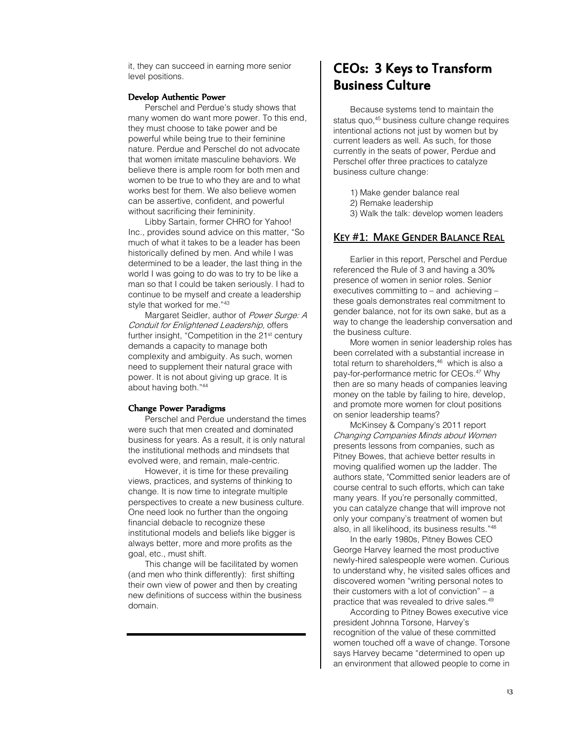it, they can succeed in earning more senior level positions.

### Develop Authentic Power

Perschel and Perdue's study shows that many women do want more power. To this end, they must choose to take power and be powerful while being true to their feminine nature. Perdue and Perschel do not advocate that women imitate masculine behaviors. We believe there is ample room for both men and women to be true to who they are and to what works best for them. We also believe women can be assertive, confident, and powerful without sacrificing their femininity.

Libby Sartain, former CHRO for Yahoo! Inc., provides sound advice on this matter, "So much of what it takes to be a leader has been historically defined by men. And while I was determined to be a leader, the last thing in the world I was going to do was to try to be like a man so that I could be taken seriously. I had to continue to be myself and create a leadership style that worked for me."[43]

Margaret Seidler, author of *Power Surge: A Conduit for Enlightened Leadership,* offers further insight, "Competition in the 21st century demands a capacity to manage both complexity and ambiguity. As such, women need to supplement their natural grace with power. It is not about giving up grace. It is about having both."[44]

### Change Power Paradigms

Perschel and Perdue understand the times were such that men created and dominated business for years. As a result, it is only natural the institutional methods and mindsets that evolved were, and remain, male-centric.

However, it is time for these prevailing views, practices, and systems of thinking to change. It is now time to integrate multiple perspectives to create a new business culture. One need look no further than the ongoing financial debacle to recognize these institutional models and beliefs like bigger is always better, more and more profits as the goal, etc., must shift.

This change will be facilitated by women (and men who think differently): first shifting their own view of power and then by creating new definitions of success within the business domain.

## CEOs: 3 Keys to Transform Business Culture

Because systems tend to maintain the status quo,[45] business culture change requires intentional actions not just by women but by current leaders as well. As such, for those currently in the seats of power, Perdue and Perschel offer three practices to catalyze business culture change:

1) Make gender balance real
2) Remake leadership
3) Walk the talk: develop women leaders

### Key #1: Make Gender Balance Real

Earlier in this report, Perschel and Perdue referenced the Rule of 3 and having a 30% presence of women in senior roles. Senior executives committing to – and achieving – these goals demonstrates real commitment to gender balance, not for its own sake, but as a way to change the leadership conversation and the business culture.

More women in senior leadership roles has been correlated with a substantial increase in total return to shareholders,[46] which is also a pay-for-performance metric for CEOs.[47] Why then are so many heads of companies leaving money on the table by failing to hire, develop, and promote more women for clout positions on senior leadership teams?

McKinsey & Company's 2011 report *Changing Companies Minds about Women* presents lessons from companies, such as Pitney Bowes, that achieve better results in moving qualified women up the ladder. The authors state, "Committed senior leaders are of course central to such efforts, which can take many years. If you're personally committed, you can catalyze change that will improve not only your company's treatment of women but also, in all likelihood, its business results."[48]

In the early 1980s, Pitney Bowes CEO George Harvey learned the most productive newly-hired salespeople were women. Curious to understand why, he visited sales offices and discovered women "writing personal notes to their customers with a lot of conviction" – a practice that was revealed to drive sales.[49]

According to Pitney Bowes executive vice president Johnna Torsone, Harvey's recognition of the value of these committed women touched off a wave of change. Torsone says Harvey became "determined to open up an environment that allowed people to come in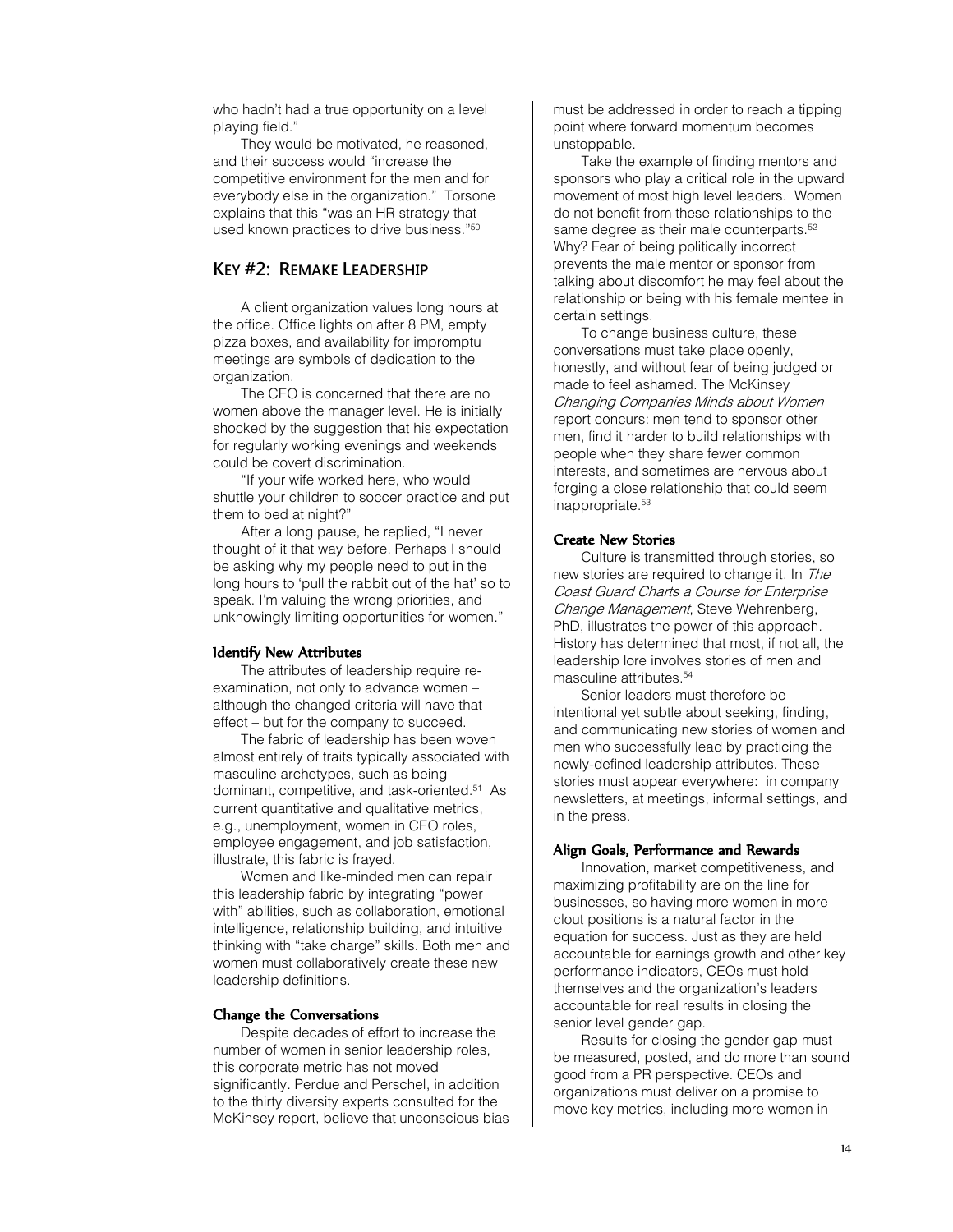who hadn't had a true opportunity on a level playing field."

They would be motivated, he reasoned, and their success would "increase the competitive environment for the men and for everybody else in the organization." Torsone explains that this "was an HR strategy that used known practices to drive business."[50]

## KEY #2: REMAKE LEADERSHIP

A client organization values long hours at the office. Office lights on after 8 PM, empty pizza boxes, and availability for impromptu meetings are symbols of dedication to the organization.

The CEO is concerned that there are no women above the manager level. He is initially shocked by the suggestion that his expectation for regularly working evenings and weekends could be covert discrimination.

"If your wife worked here, who would shuttle your children to soccer practice and put them to bed at night?"

After a long pause, he replied, "I never thought of it that way before. Perhaps I should be asking why my people need to put in the long hours to 'pull the rabbit out of the hat' so to speak. I'm valuing the wrong priorities, and unknowingly limiting opportunities for women."

### Identify New Attributes

The attributes of leadership require re-examination, not only to advance women – although the changed criteria will have that effect – but for the company to succeed.

The fabric of leadership has been woven almost entirely of traits typically associated with masculine archetypes, such as being dominant, competitive, and task-oriented.[51] As current quantitative and qualitative metrics, e.g., unemployment, women in CEO roles, employee engagement, and job satisfaction, illustrate, this fabric is frayed.

Women and like-minded men can repair this leadership fabric by integrating "power with" abilities, such as collaboration, emotional intelligence, relationship building, and intuitive thinking with "take charge" skills. Both men and women must collaboratively create these new leadership definitions.

### Change the Conversations

Despite decades of effort to increase the number of women in senior leadership roles, this corporate metric has not moved significantly. Perdue and Perschel, in addition to the thirty diversity experts consulted for the McKinsey report, believe that unconscious bias must be addressed in order to reach a tipping point where forward momentum becomes unstoppable.

Take the example of finding mentors and sponsors who play a critical role in the upward movement of most high level leaders. Women do not benefit from these relationships to the same degree as their male counterparts.[52] Why? Fear of being politically incorrect prevents the male mentor or sponsor from talking about discomfort he may feel about the relationship or being with his female mentee in certain settings.

To change business culture, these conversations must take place openly, honestly, and without fear of being judged or made to feel ashamed. The McKinsey *Changing Companies Minds about Women* report concurs: men tend to sponsor other men, find it harder to build relationships with people when they share fewer common interests, and sometimes are nervous about forging a close relationship that could seem inappropriate.[53]

### Create New Stories

Culture is transmitted through stories, so new stories are required to change it. In *The Coast Guard Charts a Course for Enterprise Change Management*, Steve Wehrenberg, PhD, illustrates the power of this approach. History has determined that most, if not all, the leadership lore involves stories of men and masculine attributes.[54]

Senior leaders must therefore be intentional yet subtle about seeking, finding, and communicating new stories of women and men who successfully lead by practicing the newly-defined leadership attributes. These stories must appear everywhere: in company newsletters, at meetings, informal settings, and in the press.

### Align Goals, Performance and Rewards

Innovation, market competitiveness, and maximizing profitability are on the line for businesses, so having more women in more clout positions is a natural factor in the equation for success. Just as they are held accountable for earnings growth and other key performance indicators, CEOs must hold themselves and the organization's leaders accountable for real results in closing the senior level gender gap.

Results for closing the gender gap must be measured, posted, and do more than sound good from a PR perspective. CEOs and organizations must deliver on a promise to move key metrics, including more women in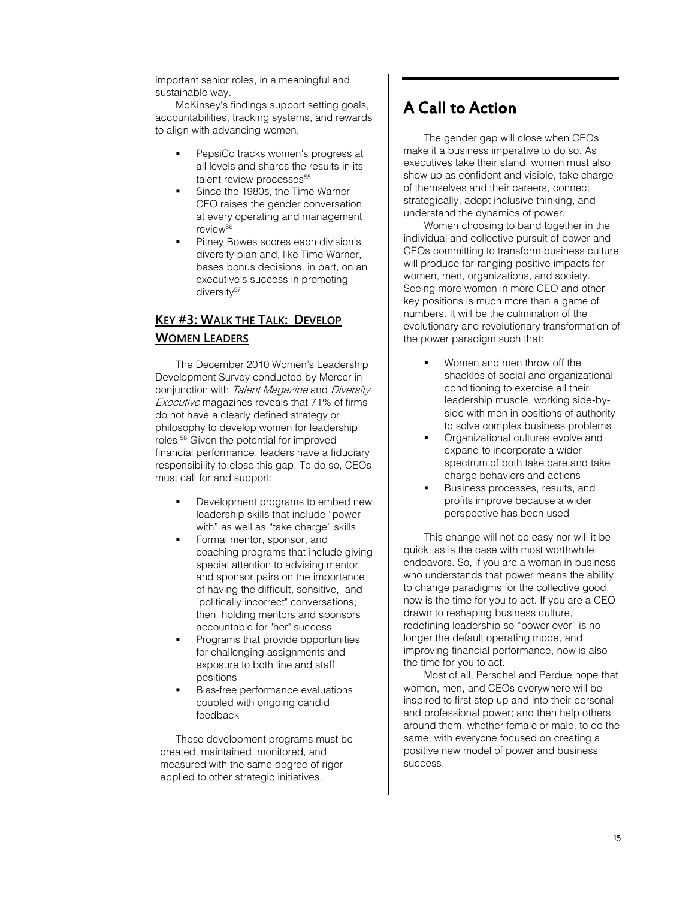important senior roles, in a meaningful and sustainable way.

McKinsey's findings support setting goals, accountabilities, tracking systems, and rewards to align with advancing women.

- PepsiCo tracks women's progress at all levels and shares the results in its talent review processes[55]
- Since the 1980s, the Time Warner CEO raises the gender conversation at every operating and management review[56]
- Pitney Bowes scores each division's diversity plan and, like Time Warner, bases bonus decisions, in part, on an executive's success in promoting diversity[57]

### KEY #3: WALK THE TALK: DEVELOP WOMEN LEADERS

The December 2010 Women's Leadership Development Survey conducted by Mercer in conjunction with *Talent Magazine* and *Diversity Executive* magazines reveals that 71% of firms do not have a clearly defined strategy or philosophy to develop women for leadership roles.[58] Given the potential for improved financial performance, leaders have a fiduciary responsibility to close this gap. To do so, CEOs must call for and support:

- Development programs to embed new leadership skills that include "power with" as well as "take charge" skills
- Formal mentor, sponsor, and coaching programs that include giving special attention to advising mentor and sponsor pairs on the importance of having the difficult, sensitive, and "politically incorrect" conversations; then holding mentors and sponsors accountable for "her" success
- Programs that provide opportunities for challenging assignments and exposure to both line and staff positions
- Bias-free performance evaluations coupled with ongoing candid feedback

These development programs must be created, maintained, monitored, and measured with the same degree of rigor applied to other strategic initiatives.

## A Call to Action

The gender gap will close when CEOs make it a business imperative to do so. As executives take their stand, women must also show up as confident and visible, take charge of themselves and their careers, connect strategically, adopt inclusive thinking, and understand the dynamics of power.

Women choosing to band together in the individual and collective pursuit of power and CEOs committing to transform business culture will produce far-ranging positive impacts for women, men, organizations, and society. Seeing more women in more CEO and other key positions is much more than a game of numbers. It will be the culmination of the evolutionary and revolutionary transformation of the power paradigm such that:

- Women and men throw off the shackles of social and organizational conditioning to exercise all their leadership muscle, working side-by-side with men in positions of authority to solve complex business problems
- Organizational cultures evolve and expand to incorporate a wider spectrum of both take care and take charge behaviors and actions
- Business processes, results, and profits improve because a wider perspective has been used

This change will not be easy nor will it be quick, as is the case with most worthwhile endeavors. So, if you are a woman in business who understands that power means the ability to change paradigms for the collective good, now is the time for you to act. If you are a CEO drawn to reshaping business culture, redefining leadership so "power over" is no longer the default operating mode, and improving financial performance, now is also the time for you to act.

Most of all, Perschel and Perdue hope that women, men, and CEOs everywhere will be inspired to first step up and into their personal and professional power; and then help others around them, whether female or male, to do the same, with everyone focused on creating a positive new model of power and business success.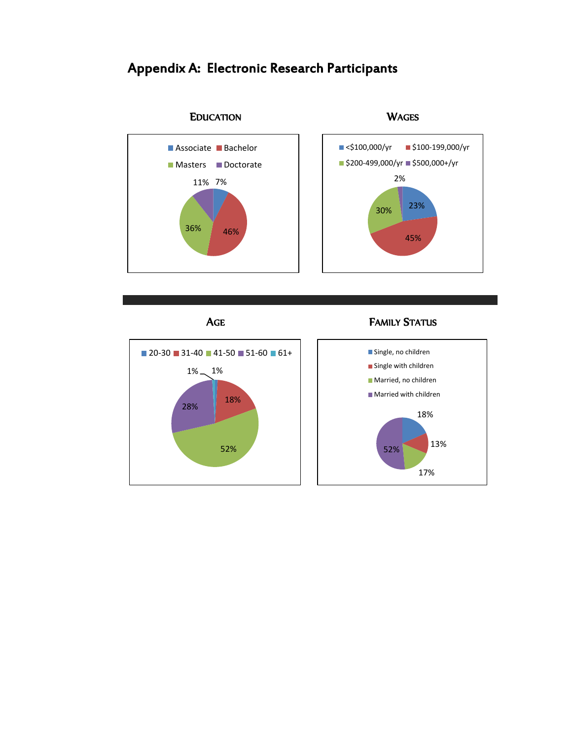# Appendix A: Electronic Research Participants

### EDUCATION

| Category | Percentage |
|---|---|
| Associate | 7% |
| Bachelor | 46% |
| Masters | 36% |
| Doctorate | 11% |

### WAGES

| Category | Percentage |
|---|---|
| <$100,000/yr | 23% |
| $100-199,000/yr | 45% |
| $200-499,000/yr | 30% |
| $500,000+/yr | 2% |

### AGE

| Category | Percentage |
|---|---|
| 20-30 | 1% |
| 31-40 | 18% |
| 41-50 | 52% |
| 51-60 | 28% |
| 61+ | 1% |

### FAMILY STATUS

| Category | Percentage |
|---|---|
| Single, no children | 18% |
| Single with children | 13% |
| Married, no children | 17% |
| Married with children | 52% |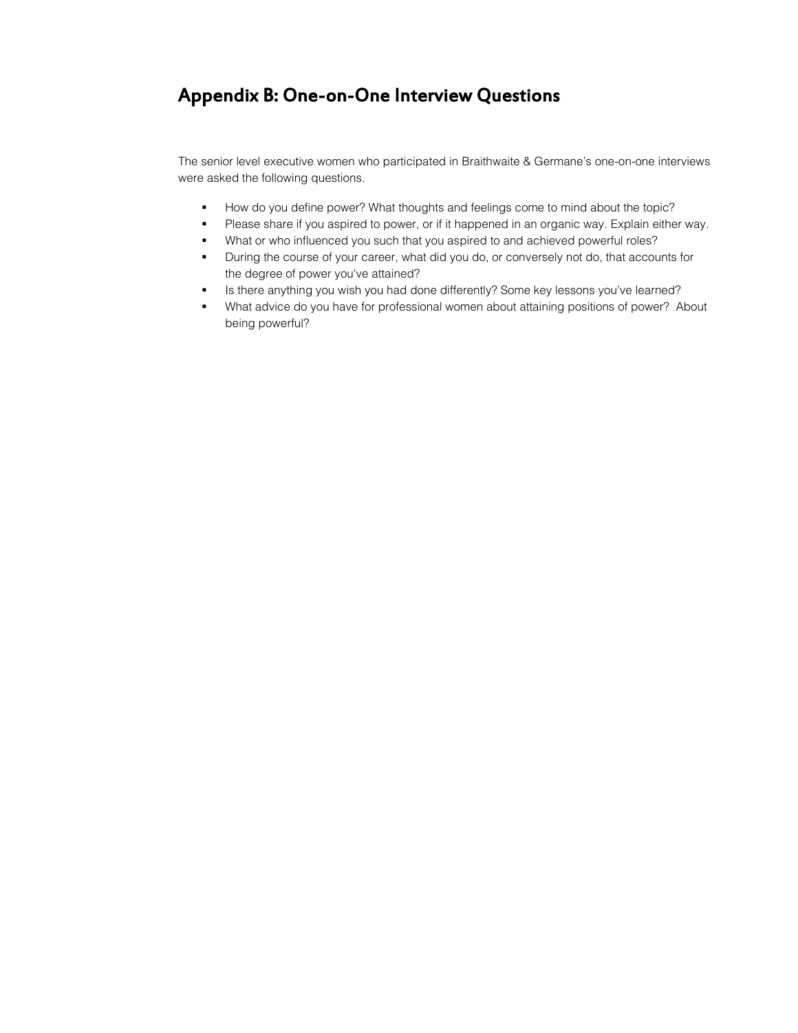## Appendix B: One-on-One Interview Questions

The senior level executive women who participated in Braithwaite & Germane's one-on-one interviews were asked the following questions.

- How do you define power? What thoughts and feelings come to mind about the topic?
- Please share if you aspired to power, or if it happened in an organic way. Explain either way.
- What or who influenced you such that you aspired to and achieved powerful roles?
- During the course of your career, what did you do, or conversely not do, that accounts for the degree of power you've attained?
- Is there anything you wish you had done differently? Some key lessons you've learned?
- What advice do you have for professional women about attaining positions of power? About being powerful?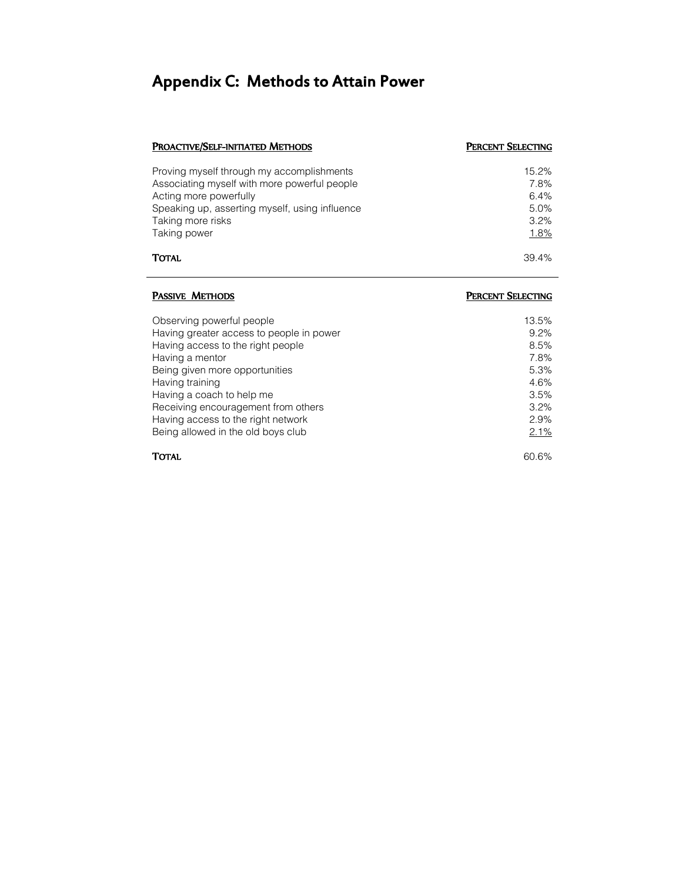# Appendix C: Methods to Attain Power

| Proactive/Self-initiated Methods | Percent Selecting |
| --- | --- |
| Proving myself through my accomplishments | 15.2% |
| Associating myself with more powerful people | 7.8% |
| Acting more powerfully | 6.4% |
| Speaking up, asserting myself, using influence | 5.0% |
| Taking more risks | 3.2% |
| Taking power | 1.8% |
| **Total** | 39.4% |

| Passive Methods | Percent Selecting |
| --- | --- |
| Observing powerful people | 13.5% |
| Having greater access to people in power | 9.2% |
| Having access to the right people | 8.5% |
| Having a mentor | 7.8% |
| Being given more opportunities | 5.3% |
| Having training | 4.6% |
| Having a coach to help me | 3.5% |
| Receiving encouragement from others | 3.2% |
| Having access to the right network | 2.9% |
| Being allowed in the old boys club | 2.1% |
| **Total** | 60.6% |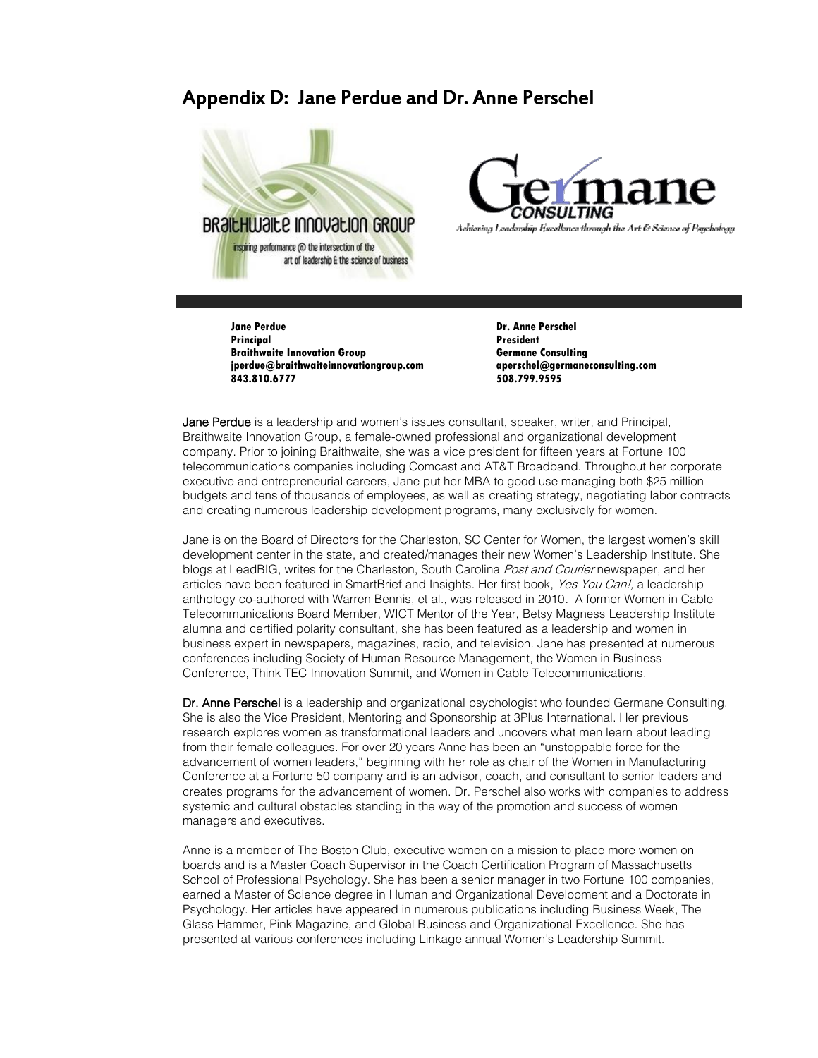## Appendix D: Jane Perdue and Dr. Anne Perschel

Braithwaite Innovation Group

inspiring performance @ the intersection of the art of leadership & the science of business

Germane CONSULTING

Achieving Leadership Excellence through the Art & Science of Psychology

**Jane Perdue**
**Principal**
**Braithwaite Innovation Group**
**jperdue@braithwaiteinnovationgroup.com**
**843.810.6777**

**Dr. Anne Perschel**
**President**
**Germane Consulting**
**aperschel@germaneconsulting.com**
**508.799.9595**

Jane Perdue is a leadership and women's issues consultant, speaker, writer, and Principal, Braithwaite Innovation Group, a female-owned professional and organizational development company. Prior to joining Braithwaite, she was a vice president for fifteen years at Fortune 100 telecommunications companies including Comcast and AT&T Broadband. Throughout her corporate executive and entrepreneurial careers, Jane put her MBA to good use managing both $25 million budgets and tens of thousands of employees, as well as creating strategy, negotiating labor contracts and creating numerous leadership development programs, many exclusively for women.

Jane is on the Board of Directors for the Charleston, SC Center for Women, the largest women's skill development center in the state, and created/manages their new Women's Leadership Institute. She blogs at LeadBIG, writes for the Charleston, South Carolina *Post and Courier* newspaper, and her articles have been featured in SmartBrief and Insights. Her first book, *Yes You Can!,* a leadership anthology co-authored with Warren Bennis, et al., was released in 2010. A former Women in Cable Telecommunications Board Member, WICT Mentor of the Year, Betsy Magness Leadership Institute alumna and certified polarity consultant, she has been featured as a leadership and women in business expert in newspapers, magazines, radio, and television. Jane has presented at numerous conferences including Society of Human Resource Management, the Women in Business Conference, Think TEC Innovation Summit, and Women in Cable Telecommunications.

Dr. Anne Perschel is a leadership and organizational psychologist who founded Germane Consulting. She is also the Vice President, Mentoring and Sponsorship at 3Plus International. Her previous research explores women as transformational leaders and uncovers what men learn about leading from their female colleagues. For over 20 years Anne has been an "unstoppable force for the advancement of women leaders," beginning with her role as chair of the Women in Manufacturing Conference at a Fortune 50 company and is an advisor, coach, and consultant to senior leaders and creates programs for the advancement of women. Dr. Perschel also works with companies to address systemic and cultural obstacles standing in the way of the promotion and success of women managers and executives.

Anne is a member of The Boston Club, executive women on a mission to place more women on boards and is a Master Coach Supervisor in the Coach Certification Program of Massachusetts School of Professional Psychology. She has been a senior manager in two Fortune 100 companies, earned a Master of Science degree in Human and Organizational Development and a Doctorate in Psychology. Her articles have appeared in numerous publications including Business Week, The Glass Hammer, Pink Magazine, and Global Business and Organizational Excellence. She has presented at various conferences including Linkage annual Women's Leadership Summit.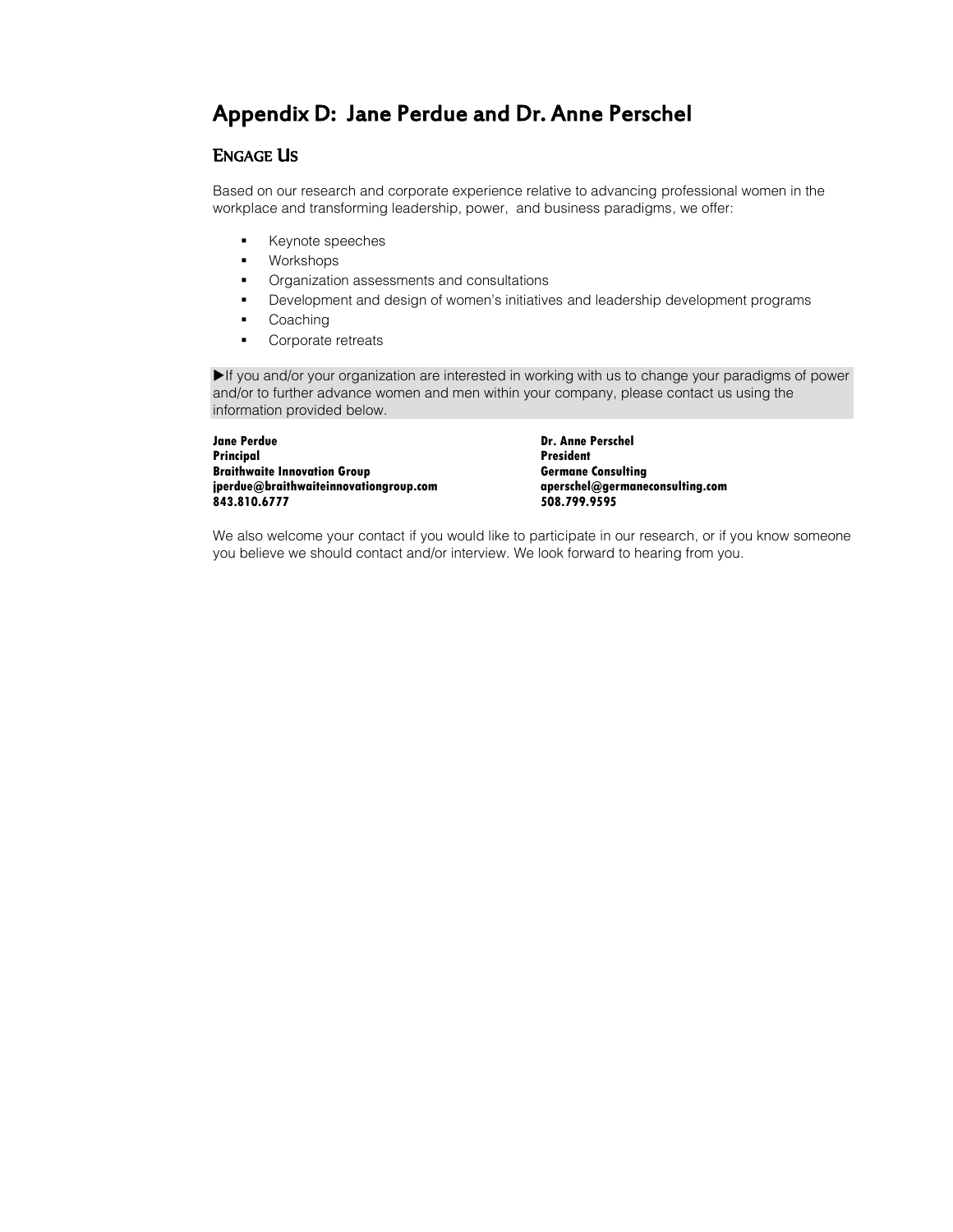# Appendix D: Jane Perdue and Dr. Anne Perschel

## ENGAGE US

Based on our research and corporate experience relative to advancing professional women in the workplace and transforming leadership, power, and business paradigms, we offer:

- Keynote speeches
- Workshops
- Organization assessments and consultations
- Development and design of women's initiatives and leadership development programs
- Coaching
- Corporate retreats

▶If you and/or your organization are interested in working with us to change your paradigms of power and/or to further advance women and men within your company, please contact us using the information provided below.

**Jane Perdue**
**Principal**
**Braithwaite Innovation Group**
**jperdue@braithwaiteinnovationgroup.com**
**843.810.6777**

**Dr. Anne Perschel**
**President**
**Germane Consulting**
**aperschel@germaneconsulting.com**
**508.799.9595**

We also welcome your contact if you would like to participate in our research, or if you know someone you believe we should contact and/or interview. We look forward to hearing from you.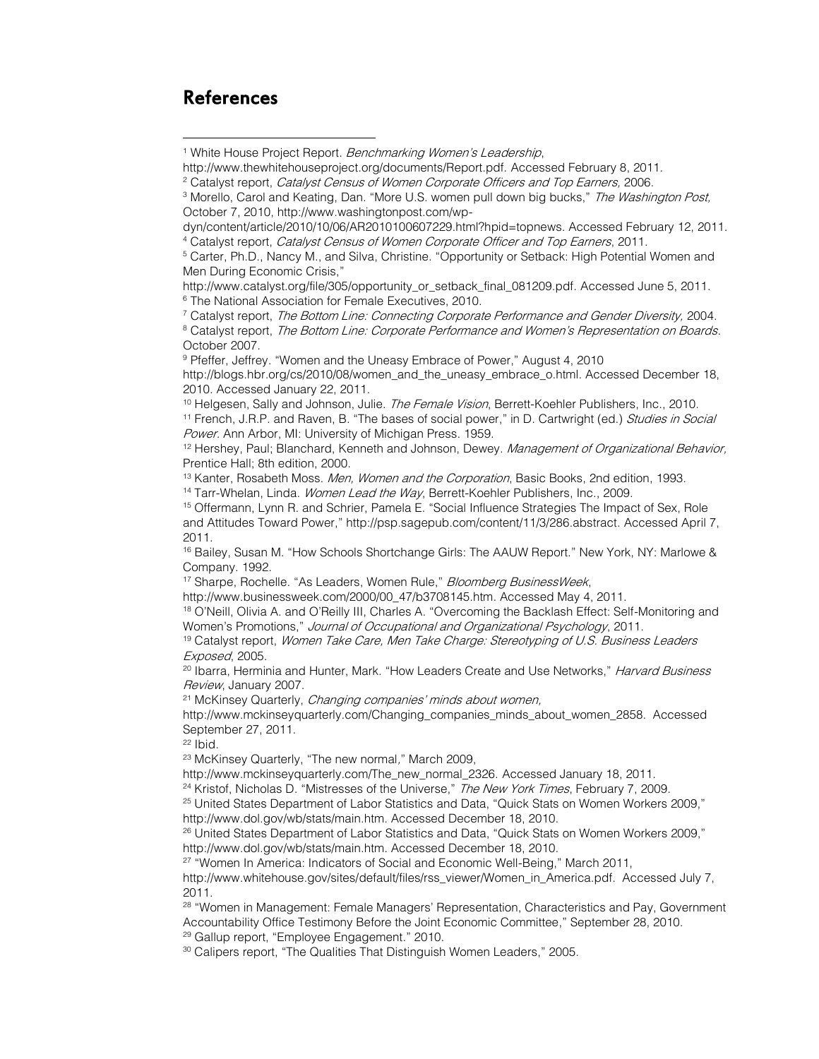## References

[1] White House Project Report. *Benchmarking Women's Leadership*, http://www.thewhitehouseproject.org/documents/Report.pdf. Accessed February 8, 2011.
[2] Catalyst report, *Catalyst Census of Women Corporate Officers and Top Earners*, 2006.
[3] Morello, Carol and Keating, Dan. "More U.S. women pull down big bucks," *The Washington Post*, October 7, 2010, http://www.washingtonpost.com/wp-dyn/content/article/2010/10/06/AR2010100607229.html?hpid=topnews. Accessed February 12, 2011.
[4] Catalyst report, *Catalyst Census of Women Corporate Officer and Top Earners*, 2011.
[5] Carter, Ph.D., Nancy M., and Silva, Christine. "Opportunity or Setback: High Potential Women and Men During Economic Crisis," http://www.catalyst.org/file/305/opportunity_or_setback_final_081209.pdf. Accessed June 5, 2011.
[6] The National Association for Female Executives, 2010.
[7] Catalyst report, *The Bottom Line: Connecting Corporate Performance and Gender Diversity*, 2004.
[8] Catalyst report, *The Bottom Line: Corporate Performance and Women's Representation on Boards*. October 2007.
[9] Pfeffer, Jeffrey. "Women and the Uneasy Embrace of Power," August 4, 2010 http://blogs.hbr.org/cs/2010/08/women_and_the_uneasy_embrace_o.html. Accessed December 18, 2010. Accessed January 22, 2011.
[10] Helgesen, Sally and Johnson, Julie. *The Female Vision*, Berrett-Koehler Publishers, Inc., 2010.
[11] French, J.R.P. and Raven, B. "The bases of social power," in D. Cartwright (ed.) *Studies in Social Power*. Ann Arbor, MI: University of Michigan Press. 1959.
[12] Hershey, Paul; Blanchard, Kenneth and Johnson, Dewey. *Management of Organizational Behavior*, Prentice Hall; 8th edition, 2000.
[13] Kanter, Rosabeth Moss. *Men, Women and the Corporation*, Basic Books, 2nd edition, 1993.
[14] Tarr-Whelan, Linda. *Women Lead the Way*, Berrett-Koehler Publishers, Inc., 2009.
[15] Offermann, Lynn R. and Schrier, Pamela E. "Social Influence Strategies The Impact of Sex, Role and Attitudes Toward Power," http://psp.sagepub.com/content/11/3/286.abstract. Accessed April 7, 2011.
[16] Bailey, Susan M. "How Schools Shortchange Girls: The AAUW Report." New York, NY: Marlowe & Company. 1992.
[17] Sharpe, Rochelle. "As Leaders, Women Rule," *Bloomberg BusinessWeek*, http://www.businessweek.com/2000/00_47/b3708145.htm. Accessed May 4, 2011.
[18] O'Neill, Olivia A. and O'Reilly III, Charles A. "Overcoming the Backlash Effect: Self-Monitoring and Women's Promotions," *Journal of Occupational and Organizational Psychology*, 2011.
[19] Catalyst report, *Women Take Care, Men Take Charge: Stereotyping of U.S. Business Leaders Exposed*, 2005.
[20] Ibarra, Herminia and Hunter, Mark. "How Leaders Create and Use Networks," *Harvard Business Review*, January 2007.
[21] McKinsey Quarterly, *Changing companies' minds about women*, http://www.mckinseyquarterly.com/Changing_companies_minds_about_women_2858. Accessed September 27, 2011.
[22] Ibid.
[23] McKinsey Quarterly, "The new normal," March 2009, http://www.mckinseyquarterly.com/The_new_normal_2326. Accessed January 18, 2011.
[24] Kristof, Nicholas D. "Mistresses of the Universe," *The New York Times*, February 7, 2009.
[25] United States Department of Labor Statistics and Data, "Quick Stats on Women Workers 2009," http://www.dol.gov/wb/stats/main.htm. Accessed December 18, 2010.
[26] United States Department of Labor Statistics and Data, "Quick Stats on Women Workers 2009," http://www.dol.gov/wb/stats/main.htm. Accessed December 18, 2010.
[27] "Women In America: Indicators of Social and Economic Well-Being," March 2011, http://www.whitehouse.gov/sites/default/files/rss_viewer/Women_in_America.pdf. Accessed July 7, 2011.
[28] "Women in Management: Female Managers' Representation, Characteristics and Pay, Government Accountability Office Testimony Before the Joint Economic Committee," September 28, 2010.
[29] Gallup report, "Employee Engagement." 2010.
[30] Calipers report, "The Qualities That Distinguish Women Leaders," 2005.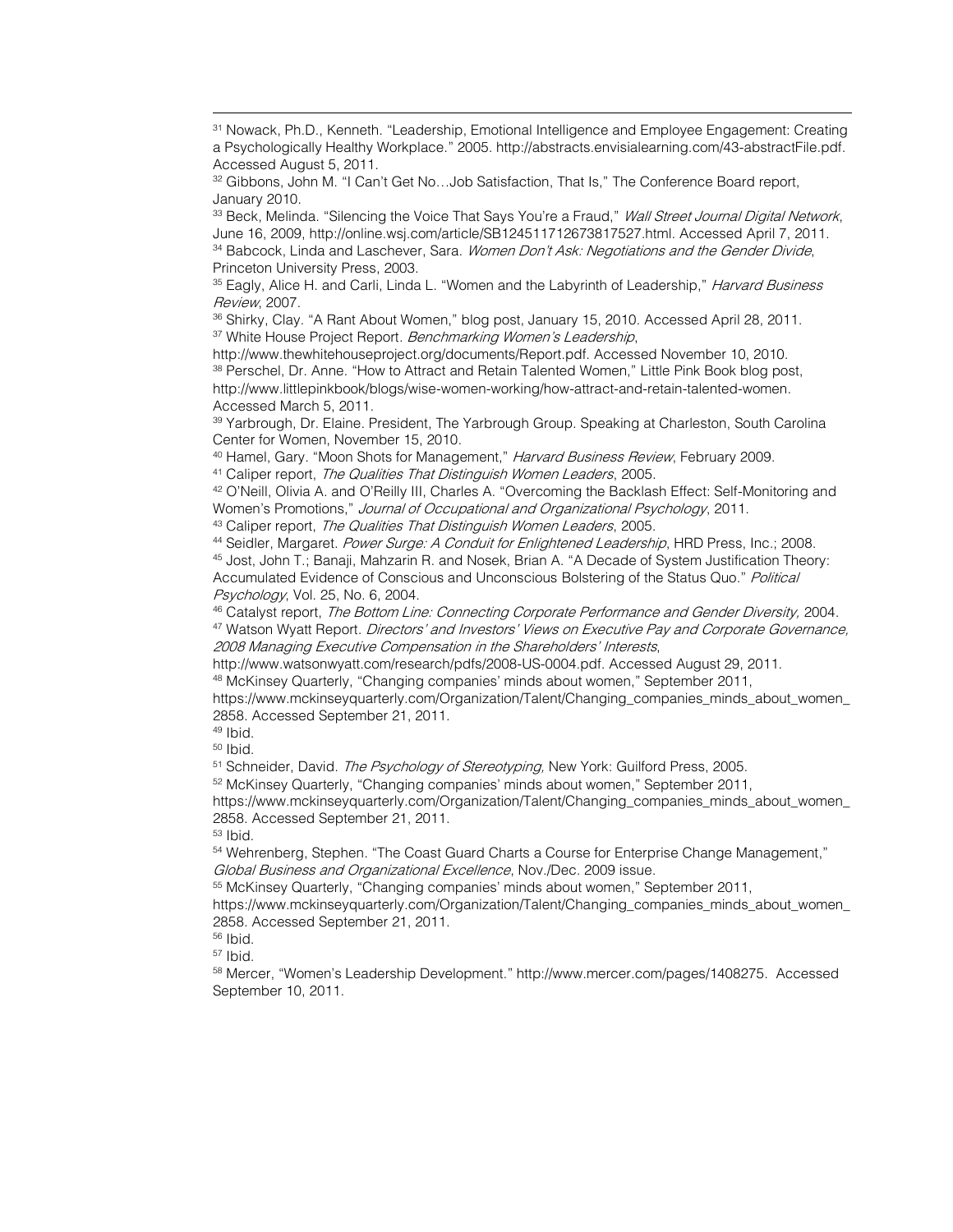[31] Nowack, Ph.D., Kenneth. "Leadership, Emotional Intelligence and Employee Engagement: Creating a Psychologically Healthy Workplace." 2005. http://abstracts.envisialearning.com/43-abstractFile.pdf. Accessed August 5, 2011.

[32] Gibbons, John M. "I Can't Get No…Job Satisfaction, That Is," The Conference Board report, January 2010.

[33] Beck, Melinda. "Silencing the Voice That Says You're a Fraud," *Wall Street Journal Digital Network*, June 16, 2009, http://online.wsj.com/article/SB124511712673817527.html. Accessed April 7, 2011.

[34] Babcock, Linda and Laschever, Sara. *Women Don't Ask: Negotiations and the Gender Divide*, Princeton University Press, 2003.

[35] Eagly, Alice H. and Carli, Linda L. "Women and the Labyrinth of Leadership," *Harvard Business Review*, 2007.

[36] Shirky, Clay. "A Rant About Women," blog post, January 15, 2010. Accessed April 28, 2011.

[37] White House Project Report. *Benchmarking Women's Leadership*, http://www.thewhitehouseproject.org/documents/Report.pdf. Accessed November 10, 2010.

[38] Perschel, Dr. Anne. "How to Attract and Retain Talented Women," Little Pink Book blog post, http://www.littlepinkbook/blogs/wise-women-working/how-attract-and-retain-talented-women. Accessed March 5, 2011.

[39] Yarbrough, Dr. Elaine. President, The Yarbrough Group. Speaking at Charleston, South Carolina Center for Women, November 15, 2010.

[40] Hamel, Gary. "Moon Shots for Management," *Harvard Business Review*, February 2009.

[41] Caliper report, *The Qualities That Distinguish Women Leaders*, 2005.

[42] O'Neill, Olivia A. and O'Reilly III, Charles A. "Overcoming the Backlash Effect: Self-Monitoring and Women's Promotions," *Journal of Occupational and Organizational Psychology*, 2011.

[43] Caliper report, *The Qualities That Distinguish Women Leaders*, 2005.

[44] Seidler, Margaret. *Power Surge: A Conduit for Enlightened Leadership*, HRD Press, Inc.; 2008.

[45] Jost, John T.; Banaji, Mahzarin R. and Nosek, Brian A. "A Decade of System Justification Theory: Accumulated Evidence of Conscious and Unconscious Bolstering of the Status Quo." *Political Psychology*, Vol. 25, No. 6, 2004.

[46] Catalyst report, *The Bottom Line: Connecting Corporate Performance and Gender Diversity,* 2004.

[47] Watson Wyatt Report. *Directors' and Investors' Views on Executive Pay and Corporate Governance, 2008 Managing Executive Compensation in the Shareholders' Interests*, http://www.watsonwyatt.com/research/pdfs/2008-US-0004.pdf. Accessed August 29, 2011.

[48] McKinsey Quarterly, "Changing companies' minds about women," September 2011, https://www.mckinseyquarterly.com/Organization/Talent/Changing_companies_minds_about_women_2858. Accessed September 21, 2011.

[49] Ibid.

[50] Ibid.

[51] Schneider, David. *The Psychology of Stereotyping,* New York: Guilford Press, 2005.

[52] McKinsey Quarterly, "Changing companies' minds about women," September 2011, https://www.mckinseyquarterly.com/Organization/Talent/Changing_companies_minds_about_women_2858. Accessed September 21, 2011.

[53] Ibid.

[54] Wehrenberg, Stephen. "The Coast Guard Charts a Course for Enterprise Change Management," *Global Business and Organizational Excellence*, Nov./Dec. 2009 issue.

[55] McKinsey Quarterly, "Changing companies' minds about women," September 2011, https://www.mckinseyquarterly.com/Organization/Talent/Changing_companies_minds_about_women_2858. Accessed September 21, 2011.

[56] Ibid.

[57] Ibid.

[58] Mercer, "Women's Leadership Development." http://www.mercer.com/pages/1408275. Accessed September 10, 2011.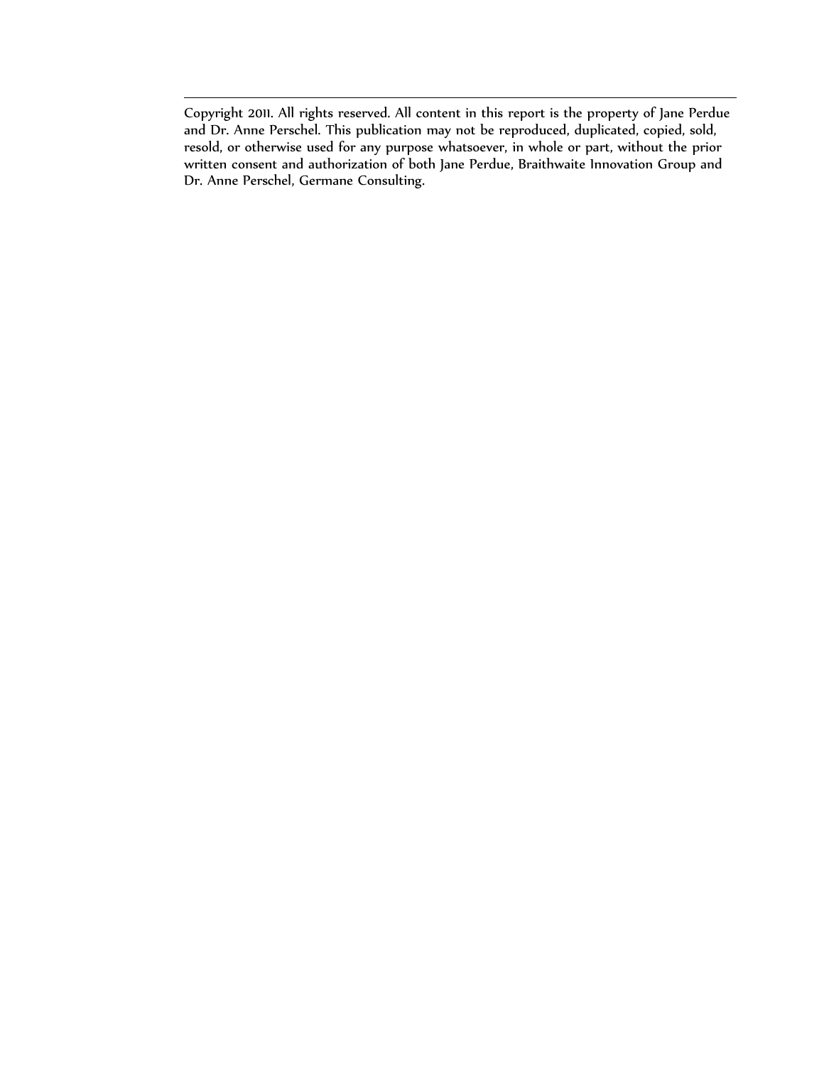---

Copyright 2011. All rights reserved. All content in this report is the property of Jane Perdue and Dr. Anne Perschel. This publication may not be reproduced, duplicated, copied, sold, resold, or otherwise used for any purpose whatsoever, in whole or part, without the prior written consent and authorization of both Jane Perdue, Braithwaite Innovation Group and Dr. Anne Perschel, Germane Consulting.